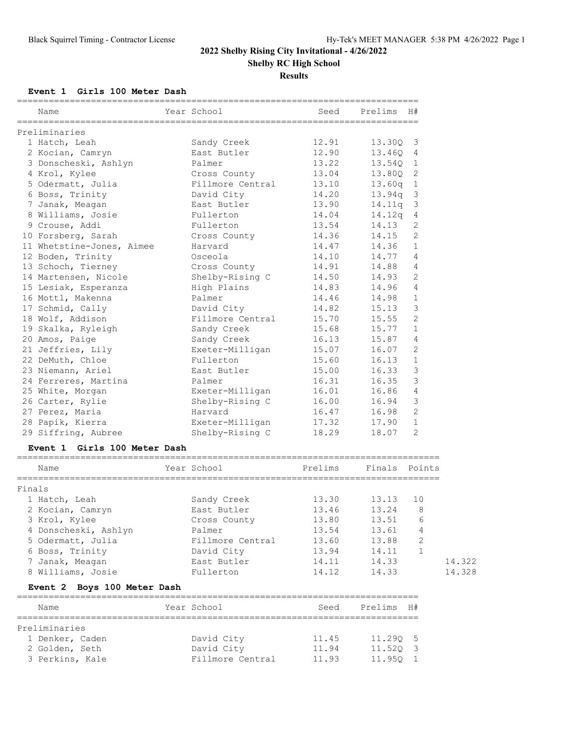# 2022 Shelby Rising City Invitational - 4/26/2022

## Shelby RC High School

### Results

#### Event 1 Girls 100 Meter Dash

| | Name | Year | School | Seed | Prelims | H# |
|---|---|---|---|---|---|---|
| **Preliminaries** | | | | | | |
| 1 | Hatch, Leah | | Sandy Creek | 12.91 | 13.30Q | 3 |
| 2 | Kocian, Camryn | | East Butler | 12.90 | 13.46Q | 4 |
| 3 | Donscheski, Ashlyn | | Palmer | 13.22 | 13.54Q | 1 |
| 4 | Krol, Kylee | | Cross County | 13.04 | 13.80Q | 2 |
| 5 | Odermatt, Julia | | Fillmore Central | 13.10 | 13.60q | 1 |
| 6 | Boss, Trinity | | David City | 14.20 | 13.94q | 3 |
| 7 | Janak, Meagan | | East Butler | 13.90 | 14.11q | 3 |
| 8 | Williams, Josie | | Fullerton | 14.04 | 14.12q | 4 |
| 9 | Crouse, Addi | | Fullerton | 13.54 | 14.13 | 2 |
| 10 | Forsberg, Sarah | | Cross County | 14.36 | 14.15 | 2 |
| 11 | Whetstine-Jones, Aimee | | Harvard | 14.47 | 14.36 | 1 |
| 12 | Boden, Trinity | | Osceola | 14.10 | 14.77 | 4 |
| 13 | Schoch, Tierney | | Cross County | 14.91 | 14.88 | 4 |
| 14 | Martensen, Nicole | | Shelby-Rising C | 14.50 | 14.93 | 2 |
| 15 | Lesiak, Esperanza | | High Plains | 14.83 | 14.96 | 4 |
| 16 | Mottl, Makenna | | Palmer | 14.46 | 14.98 | 1 |
| 17 | Schmid, Cally | | David City | 14.82 | 15.13 | 3 |
| 18 | Wolf, Addison | | Fillmore Central | 15.70 | 15.55 | 2 |
| 19 | Skalka, Ryleigh | | Sandy Creek | 15.68 | 15.77 | 1 |
| 20 | Amos, Paige | | Sandy Creek | 16.13 | 15.87 | 4 |
| 21 | Jeffries, Lily | | Exeter-Milligan | 15.07 | 16.07 | 2 |
| 22 | DeMuth, Chloe | | Fullerton | 15.60 | 16.13 | 1 |
| 23 | Niemann, Ariel | | East Butler | 15.00 | 16.33 | 3 |
| 24 | Ferreres, Martina | | Palmer | 16.31 | 16.35 | 3 |
| 25 | White, Morgan | | Exeter-Milligan | 16.01 | 16.86 | 4 |
| 26 | Carter, Rylie | | Shelby-Rising C | 16.00 | 16.94 | 3 |
| 27 | Perez, Maria | | Harvard | 16.47 | 16.98 | 2 |
| 28 | Papik, Kierra | | Exeter-Milligan | 17.32 | 17.90 | 1 |
| 29 | Siffring, Aubree | | Shelby-Rising C | 18.29 | 18.07 | 2 |

#### Event 1 Girls 100 Meter Dash

| | Name | Year | School | Prelims | Finals | Points | |
|---|---|---|---|---|---|---|---|
| **Finals** | | | | | | | |
| 1 | Hatch, Leah | | Sandy Creek | 13.30 | 13.13 | 10 | |
| 2 | Kocian, Camryn | | East Butler | 13.46 | 13.24 | 8 | |
| 3 | Krol, Kylee | | Cross County | 13.80 | 13.51 | 6 | |
| 4 | Donscheski, Ashlyn | | Palmer | 13.54 | 13.61 | 4 | |
| 5 | Odermatt, Julia | | Fillmore Central | 13.60 | 13.88 | 2 | |
| 6 | Boss, Trinity | | David City | 13.94 | 14.11 | 1 | |
| 7 | Janak, Meagan | | East Butler | 14.11 | 14.33 | | 14.322 |
| 8 | Williams, Josie | | Fullerton | 14.12 | 14.33 | | 14.328 |

#### Event 2 Boys 100 Meter Dash

| | Name | Year | School | Seed | Prelims | H# |
|---|---|---|---|---|---|---|
| **Preliminaries** | | | | | | |
| 1 | Denker, Caden | | David City | 11.45 | 11.29Q | 5 |
| 2 | Golden, Seth | | David City | 11.94 | 11.52Q | 3 |
| 3 | Perkins, Kale | | Fillmore Central | 11.93 | 11.95Q | 1 |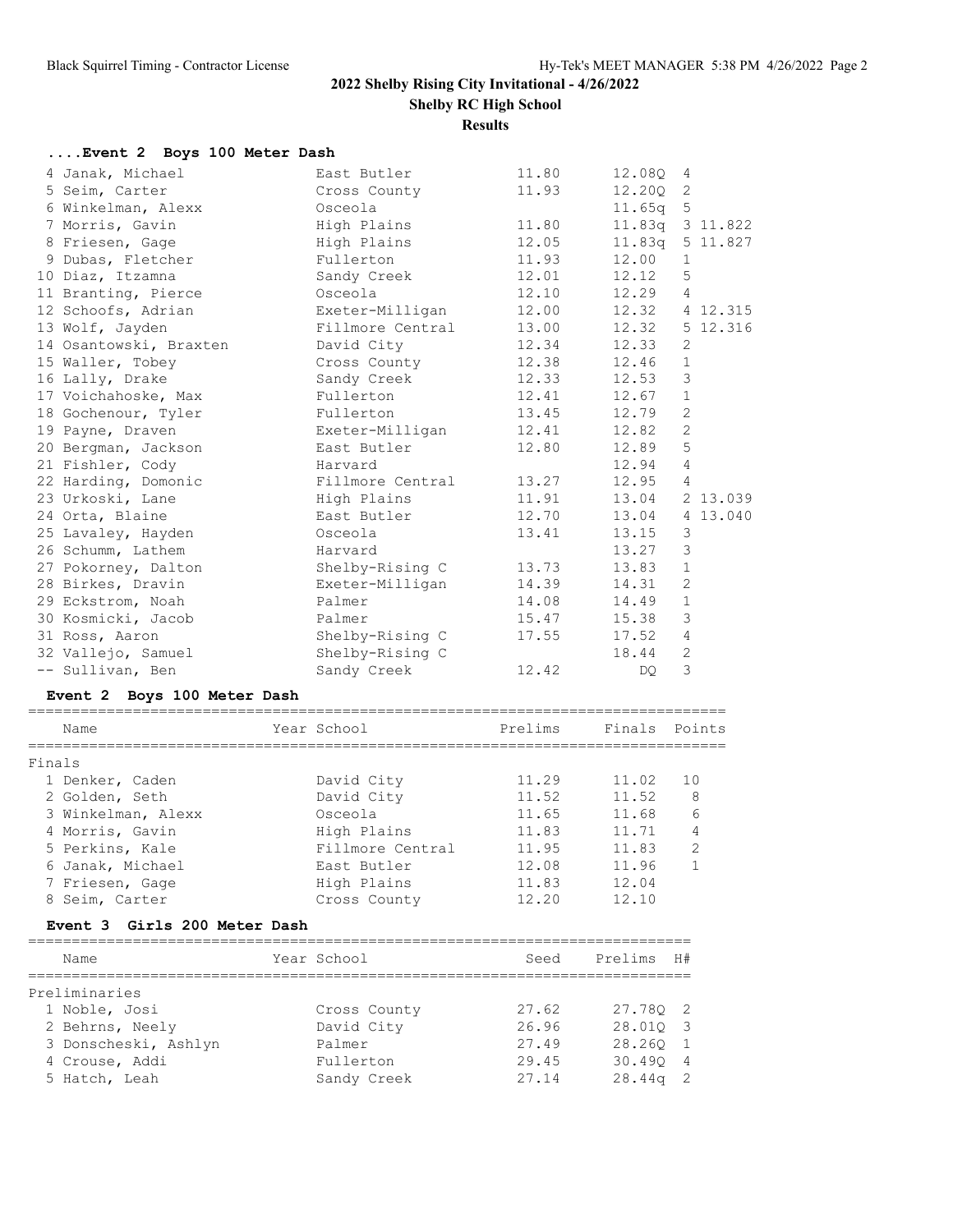**2022 Shelby Rising City Invitational - 4/26/2022**

**Shelby RC High School**

**Results**

### ....Event 2 Boys 100 Meter Dash

| Name | Year School | Seed | Prelims | H# | |
|---|---|---|---|---|---|
| 4 Janak, Michael | East Butler | 11.80 | 12.08Q | 4 | |
| 5 Seim, Carter | Cross County | 11.93 | 12.20Q | 2 | |
| 6 Winkelman, Alexx | Osceola | | 11.65q | 5 | |
| 7 Morris, Gavin | High Plains | 11.80 | 11.83q | 3 | 11.822 |
| 8 Friesen, Gage | High Plains | 12.05 | 11.83q | 5 | 11.827 |
| 9 Dubas, Fletcher | Fullerton | 11.93 | 12.00 | 1 | |
| 10 Diaz, Itzamna | Sandy Creek | 12.01 | 12.12 | 5 | |
| 11 Branting, Pierce | Osceola | 12.10 | 12.29 | 4 | |
| 12 Schoofs, Adrian | Exeter-Milligan | 12.00 | 12.32 | 4 | 12.315 |
| 13 Wolf, Jayden | Fillmore Central | 13.00 | 12.32 | 5 | 12.316 |
| 14 Osantowski, Braxten | David City | 12.34 | 12.33 | 2 | |
| 15 Waller, Tobey | Cross County | 12.38 | 12.46 | 1 | |
| 16 Lally, Drake | Sandy Creek | 12.33 | 12.53 | 3 | |
| 17 Voichahoske, Max | Fullerton | 12.41 | 12.67 | 1 | |
| 18 Gochenour, Tyler | Fullerton | 13.45 | 12.79 | 2 | |
| 19 Payne, Draven | Exeter-Milligan | 12.41 | 12.82 | 2 | |
| 20 Bergman, Jackson | East Butler | 12.80 | 12.89 | 5 | |
| 21 Fishler, Cody | Harvard | | 12.94 | 4 | |
| 22 Harding, Domonic | Fillmore Central | 13.27 | 12.95 | 4 | |
| 23 Urkoski, Lane | High Plains | 11.91 | 13.04 | 2 | 13.039 |
| 24 Orta, Blaine | East Butler | 12.70 | 13.04 | 4 | 13.040 |
| 25 Lavaley, Hayden | Osceola | 13.41 | 13.15 | 3 | |
| 26 Schumm, Lathem | Harvard | | 13.27 | 3 | |
| 27 Pokorney, Dalton | Shelby-Rising C | 13.73 | 13.83 | 1 | |
| 28 Birkes, Dravin | Exeter-Milligan | 14.39 | 14.31 | 2 | |
| 29 Eckstrom, Noah | Palmer | 14.08 | 14.49 | 1 | |
| 30 Kosmicki, Jacob | Palmer | 15.47 | 15.38 | 3 | |
| 31 Ross, Aaron | Shelby-Rising C | 17.55 | 17.52 | 4 | |
| 32 Vallejo, Samuel | Shelby-Rising C | | 18.44 | 2 | |
| -- Sullivan, Ben | Sandy Creek | 12.42 | DQ | 3 | |

### Event 2 Boys 100 Meter Dash

| Name | Year School | Prelims | Finals | Points |
|---|---|---|---|---|
| **Finals** | | | | |
| 1 Denker, Caden | David City | 11.29 | 11.02 | 10 |
| 2 Golden, Seth | David City | 11.52 | 11.52 | 8 |
| 3 Winkelman, Alexx | Osceola | 11.65 | 11.68 | 6 |
| 4 Morris, Gavin | High Plains | 11.83 | 11.71 | 4 |
| 5 Perkins, Kale | Fillmore Central | 11.95 | 11.83 | 2 |
| 6 Janak, Michael | East Butler | 12.08 | 11.96 | 1 |
| 7 Friesen, Gage | High Plains | 11.83 | 12.04 | |
| 8 Seim, Carter | Cross County | 12.20 | 12.10 | |

### Event 3 Girls 200 Meter Dash

| Name | Year School | Seed | Prelims | H# |
|---|---|---|---|---|
| **Preliminaries** | | | | |
| 1 Noble, Josi | Cross County | 27.62 | 27.78Q | 2 |
| 2 Behrns, Neely | David City | 26.96 | 28.01Q | 3 |
| 3 Donscheski, Ashlyn | Palmer | 27.49 | 28.26Q | 1 |
| 4 Crouse, Addi | Fullerton | 29.45 | 30.49Q | 4 |
| 5 Hatch, Leah | Sandy Creek | 27.14 | 28.44q | 2 |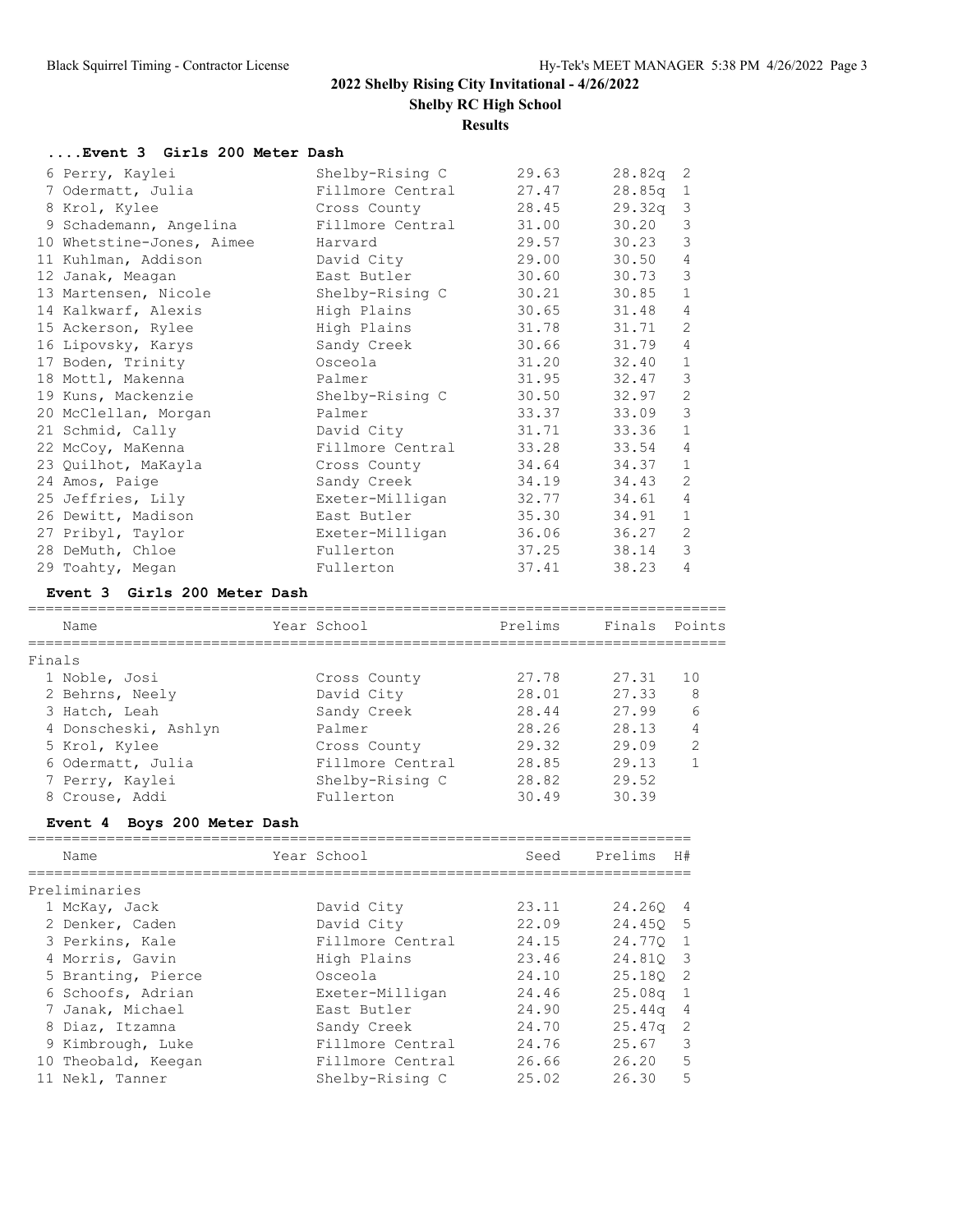# 2022 Shelby Rising City Invitational - 4/26/2022

## Shelby RC High School

### Results

#### ....Event 3 Girls 200 Meter Dash

| Place | Name | Year | School | Seed | Prelims | H# |
|---|---|---|---|---|---|---|
| 6 | Perry, Kaylei | | Shelby-Rising C | 29.63 | 28.82q | 2 |
| 7 | Odermatt, Julia | | Fillmore Central | 27.47 | 28.85q | 1 |
| 8 | Krol, Kylee | | Cross County | 28.45 | 29.32q | 3 |
| 9 | Schademann, Angelina | | Fillmore Central | 31.00 | 30.20 | 3 |
| 10 | Whetstine-Jones, Aimee | | Harvard | 29.57 | 30.23 | 3 |
| 11 | Kuhlman, Addison | | David City | 29.00 | 30.50 | 4 |
| 12 | Janak, Meagan | | East Butler | 30.60 | 30.73 | 3 |
| 13 | Martensen, Nicole | | Shelby-Rising C | 30.21 | 30.85 | 1 |
| 14 | Kalkwarf, Alexis | | High Plains | 30.65 | 31.48 | 4 |
| 15 | Ackerson, Rylee | | High Plains | 31.78 | 31.71 | 2 |
| 16 | Lipovsky, Karys | | Sandy Creek | 30.66 | 31.79 | 4 |
| 17 | Boden, Trinity | | Osceola | 31.20 | 32.40 | 1 |
| 18 | Mottl, Makenna | | Palmer | 31.95 | 32.47 | 3 |
| 19 | Kuns, Mackenzie | | Shelby-Rising C | 30.50 | 32.97 | 2 |
| 20 | McClellan, Morgan | | Palmer | 33.37 | 33.09 | 3 |
| 21 | Schmid, Cally | | David City | 31.71 | 33.36 | 1 |
| 22 | McCoy, MaKenna | | Fillmore Central | 33.28 | 33.54 | 4 |
| 23 | Quilhot, MaKayla | | Cross County | 34.64 | 34.37 | 1 |
| 24 | Amos, Paige | | Sandy Creek | 34.19 | 34.43 | 2 |
| 25 | Jeffries, Lily | | Exeter-Milligan | 32.77 | 34.61 | 4 |
| 26 | Dewitt, Madison | | East Butler | 35.30 | 34.91 | 1 |
| 27 | Pribyl, Taylor | | Exeter-Milligan | 36.06 | 36.27 | 2 |
| 28 | DeMuth, Chloe | | Fullerton | 37.25 | 38.14 | 3 |
| 29 | Toahty, Megan | | Fullerton | 37.41 | 38.23 | 4 |

#### Event 3 Girls 200 Meter Dash

| Place | Name | Year | School | Prelims | Finals | Points |
|---|---|---|---|---|---|---|
| **Finals** | | | | | | |
| 1 | Noble, Josi | | Cross County | 27.78 | 27.31 | 10 |
| 2 | Behrns, Neely | | David City | 28.01 | 27.33 | 8 |
| 3 | Hatch, Leah | | Sandy Creek | 28.44 | 27.99 | 6 |
| 4 | Donscheski, Ashlyn | | Palmer | 28.26 | 28.13 | 4 |
| 5 | Krol, Kylee | | Cross County | 29.32 | 29.09 | 2 |
| 6 | Odermatt, Julia | | Fillmore Central | 28.85 | 29.13 | 1 |
| 7 | Perry, Kaylei | | Shelby-Rising C | 28.82 | 29.52 | |
| 8 | Crouse, Addi | | Fullerton | 30.49 | 30.39 | |

#### Event 4 Boys 200 Meter Dash

| Place | Name | Year | School | Seed | Prelims | H# |
|---|---|---|---|---|---|---|
| **Preliminaries** | | | | | | |
| 1 | McKay, Jack | | David City | 23.11 | 24.26Q | 4 |
| 2 | Denker, Caden | | David City | 22.09 | 24.45Q | 5 |
| 3 | Perkins, Kale | | Fillmore Central | 24.15 | 24.77Q | 1 |
| 4 | Morris, Gavin | | High Plains | 23.46 | 24.81Q | 3 |
| 5 | Branting, Pierce | | Osceola | 24.10 | 25.18Q | 2 |
| 6 | Schoofs, Adrian | | Exeter-Milligan | 24.46 | 25.08q | 1 |
| 7 | Janak, Michael | | East Butler | 24.90 | 25.44q | 4 |
| 8 | Diaz, Itzamna | | Sandy Creek | 24.70 | 25.47q | 2 |
| 9 | Kimbrough, Luke | | Fillmore Central | 24.76 | 25.67 | 3 |
| 10 | Theobald, Keegan | | Fillmore Central | 26.66 | 26.20 | 5 |
| 11 | Nekl, Tanner | | Shelby-Rising C | 25.02 | 26.30 | 5 |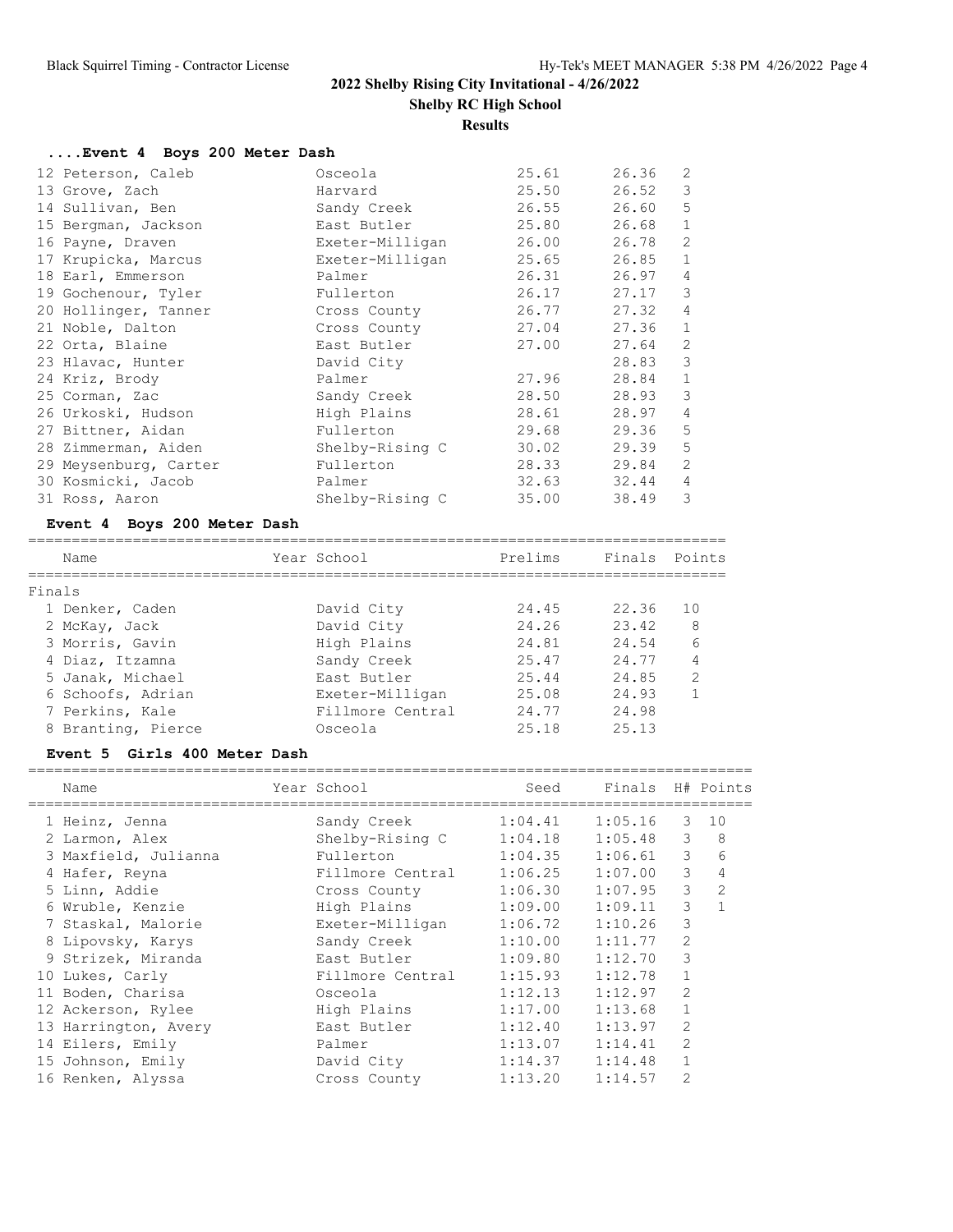# 2022 Shelby Rising City Invitational - 4/26/2022

## Shelby RC High School

### Results

#### ....Event 4 Boys 200 Meter Dash

| Place | Name | School | Prelims | Finals | H# |
|---|---|---|---|---|---|
| 12 | Peterson, Caleb | Osceola | 25.61 | 26.36 | 2 |
| 13 | Grove, Zach | Harvard | 25.50 | 26.52 | 3 |
| 14 | Sullivan, Ben | Sandy Creek | 26.55 | 26.60 | 5 |
| 15 | Bergman, Jackson | East Butler | 25.80 | 26.68 | 1 |
| 16 | Payne, Draven | Exeter-Milligan | 26.00 | 26.78 | 2 |
| 17 | Krupicka, Marcus | Exeter-Milligan | 25.65 | 26.85 | 1 |
| 18 | Earl, Emmerson | Palmer | 26.31 | 26.97 | 4 |
| 19 | Gochenour, Tyler | Fullerton | 26.17 | 27.17 | 3 |
| 20 | Hollinger, Tanner | Cross County | 26.77 | 27.32 | 4 |
| 21 | Noble, Dalton | Cross County | 27.04 | 27.36 | 1 |
| 22 | Orta, Blaine | East Butler | 27.00 | 27.64 | 2 |
| 23 | Hlavac, Hunter | David City | | 28.83 | 3 |
| 24 | Kriz, Brody | Palmer | 27.96 | 28.84 | 1 |
| 25 | Corman, Zac | Sandy Creek | 28.50 | 28.93 | 3 |
| 26 | Urkoski, Hudson | High Plains | 28.61 | 28.97 | 4 |
| 27 | Bittner, Aidan | Fullerton | 29.68 | 29.36 | 5 |
| 28 | Zimmerman, Aiden | Shelby-Rising C | 30.02 | 29.39 | 5 |
| 29 | Meysenburg, Carter | Fullerton | 28.33 | 29.84 | 2 |
| 30 | Kosmicki, Jacob | Palmer | 32.63 | 32.44 | 4 |
| 31 | Ross, Aaron | Shelby-Rising C | 35.00 | 38.49 | 3 |

#### Event 4 Boys 200 Meter Dash

Finals

| Place | Name | Year | School | Prelims | Finals | Points |
|---|---|---|---|---|---|---|
| 1 | Denker, Caden | | David City | 24.45 | 22.36 | 10 |
| 2 | McKay, Jack | | David City | 24.26 | 23.42 | 8 |
| 3 | Morris, Gavin | | High Plains | 24.81 | 24.54 | 6 |
| 4 | Diaz, Itzamna | | Sandy Creek | 25.47 | 24.77 | 4 |
| 5 | Janak, Michael | | East Butler | 25.44 | 24.85 | 2 |
| 6 | Schoofs, Adrian | | Exeter-Milligan | 25.08 | 24.93 | 1 |
| 7 | Perkins, Kale | | Fillmore Central | 24.77 | 24.98 | |
| 8 | Branting, Pierce | | Osceola | 25.18 | 25.13 | |

#### Event 5 Girls 400 Meter Dash

| Place | Name | Year | School | Seed | Finals | H# | Points |
|---|---|---|---|---|---|---|---|
| 1 | Heinz, Jenna | | Sandy Creek | 1:04.41 | 1:05.16 | 3 | 10 |
| 2 | Larmon, Alex | | Shelby-Rising C | 1:04.18 | 1:05.48 | 3 | 8 |
| 3 | Maxfield, Julianna | | Fullerton | 1:04.35 | 1:06.61 | 3 | 6 |
| 4 | Hafer, Reyna | | Fillmore Central | 1:06.25 | 1:07.00 | 3 | 4 |
| 5 | Linn, Addie | | Cross County | 1:06.30 | 1:07.95 | 3 | 2 |
| 6 | Wruble, Kenzie | | High Plains | 1:09.00 | 1:09.11 | 3 | 1 |
| 7 | Staskal, Malorie | | Exeter-Milligan | 1:06.72 | 1:10.26 | 3 | |
| 8 | Lipovsky, Karys | | Sandy Creek | 1:10.00 | 1:11.77 | 2 | |
| 9 | Strizek, Miranda | | East Butler | 1:09.80 | 1:12.70 | 3 | |
| 10 | Lukes, Carly | | Fillmore Central | 1:15.93 | 1:12.78 | 1 | |
| 11 | Boden, Charisa | | Osceola | 1:12.13 | 1:12.97 | 2 | |
| 12 | Ackerson, Rylee | | High Plains | 1:17.00 | 1:13.68 | 1 | |
| 13 | Harrington, Avery | | East Butler | 1:12.40 | 1:13.97 | 2 | |
| 14 | Eilers, Emily | | Palmer | 1:13.07 | 1:14.41 | 2 | |
| 15 | Johnson, Emily | | David City | 1:14.37 | 1:14.48 | 1 | |
| 16 | Renken, Alyssa | | Cross County | 1:13.20 | 1:14.57 | 2 | |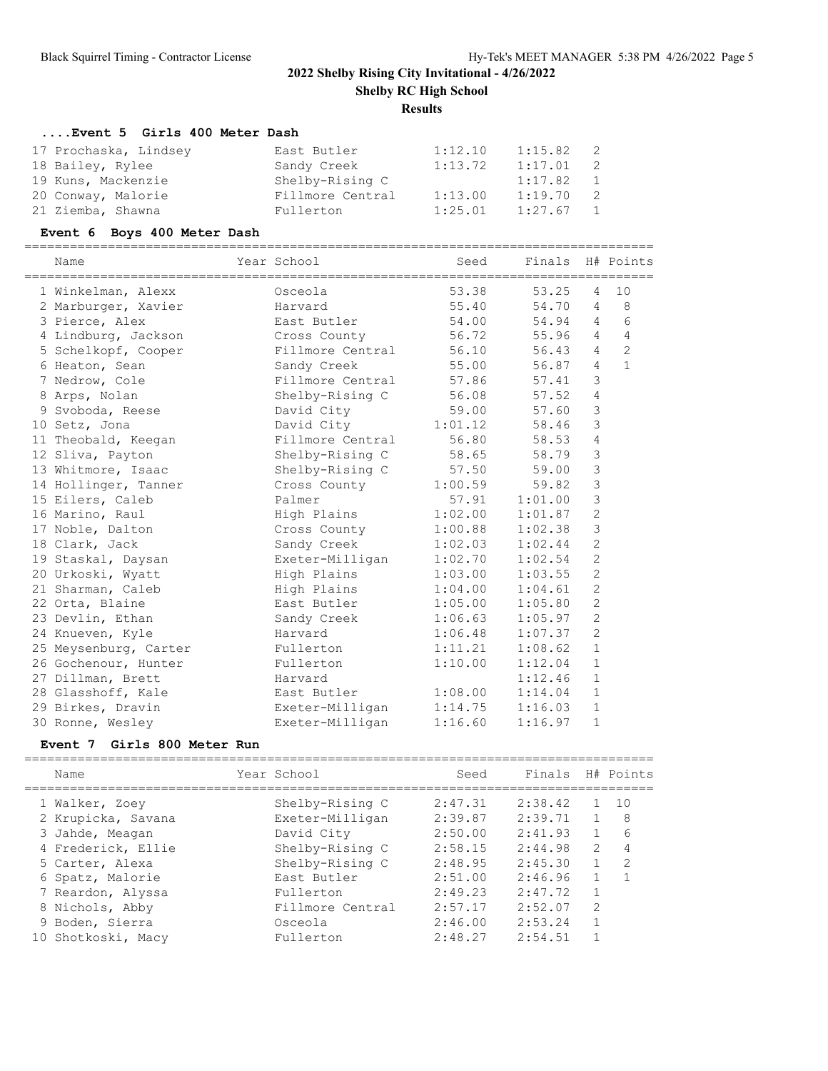## 2022 Shelby Rising City Invitational - 4/26/2022

**Shelby RC High School**

**Results**

### ....Event 5 Girls 400 Meter Dash

| Name | Year School | Seed | Finals | H# | Points |
|---|---|---|---|---|---|
| 17 Prochaska, Lindsey | East Butler | 1:12.10 | 1:15.82 | 2 | |
| 18 Bailey, Rylee | Sandy Creek | 1:13.72 | 1:17.01 | 2 | |
| 19 Kuns, Mackenzie | Shelby-Rising C | | 1:17.82 | 1 | |
| 20 Conway, Malorie | Fillmore Central | 1:13.00 | 1:19.70 | 2 | |
| 21 Ziemba, Shawna | Fullerton | 1:25.01 | 1:27.67 | 1 | |

### Event 6 Boys 400 Meter Dash

| Name | Year School | Seed | Finals | H# | Points |
|---|---|---|---|---|---|
| 1 Winkelman, Alexx | Osceola | 53.38 | 53.25 | 4 | 10 |
| 2 Marburger, Xavier | Harvard | 55.40 | 54.70 | 4 | 8 |
| 3 Pierce, Alex | East Butler | 54.00 | 54.94 | 4 | 6 |
| 4 Lindburg, Jackson | Cross County | 56.72 | 55.96 | 4 | 4 |
| 5 Schelkopf, Cooper | Fillmore Central | 56.10 | 56.43 | 4 | 2 |
| 6 Heaton, Sean | Sandy Creek | 55.00 | 56.87 | 4 | 1 |
| 7 Nedrow, Cole | Fillmore Central | 57.86 | 57.41 | 3 | |
| 8 Arps, Nolan | Shelby-Rising C | 56.08 | 57.52 | 4 | |
| 9 Svoboda, Reese | David City | 59.00 | 57.60 | 3 | |
| 10 Setz, Jona | David City | 1:01.12 | 58.46 | 3 | |
| 11 Theobald, Keegan | Fillmore Central | 56.80 | 58.53 | 4 | |
| 12 Sliva, Payton | Shelby-Rising C | 58.65 | 58.79 | 3 | |
| 13 Whitmore, Isaac | Shelby-Rising C | 57.50 | 59.00 | 3 | |
| 14 Hollinger, Tanner | Cross County | 1:00.59 | 59.82 | 3 | |
| 15 Eilers, Caleb | Palmer | 57.91 | 1:01.00 | 3 | |
| 16 Marino, Raul | High Plains | 1:02.00 | 1:01.87 | 2 | |
| 17 Noble, Dalton | Cross County | 1:00.88 | 1:02.38 | 3 | |
| 18 Clark, Jack | Sandy Creek | 1:02.03 | 1:02.44 | 2 | |
| 19 Staskal, Daysan | Exeter-Milligan | 1:02.70 | 1:02.54 | 2 | |
| 20 Urkoski, Wyatt | High Plains | 1:03.00 | 1:03.55 | 2 | |
| 21 Sharman, Caleb | High Plains | 1:04.00 | 1:04.61 | 2 | |
| 22 Orta, Blaine | East Butler | 1:05.00 | 1:05.80 | 2 | |
| 23 Devlin, Ethan | Sandy Creek | 1:06.63 | 1:05.97 | 2 | |
| 24 Knueven, Kyle | Harvard | 1:06.48 | 1:07.37 | 2 | |
| 25 Meysenburg, Carter | Fullerton | 1:11.21 | 1:08.62 | 1 | |
| 26 Gochenour, Hunter | Fullerton | 1:10.00 | 1:12.04 | 1 | |
| 27 Dillman, Brett | Harvard | | 1:12.46 | 1 | |
| 28 Glasshoff, Kale | East Butler | 1:08.00 | 1:14.04 | 1 | |
| 29 Birkes, Dravin | Exeter-Milligan | 1:14.75 | 1:16.03 | 1 | |
| 30 Ronne, Wesley | Exeter-Milligan | 1:16.60 | 1:16.97 | 1 | |

### Event 7 Girls 800 Meter Run

| Name | Year School | Seed | Finals | H# | Points |
|---|---|---|---|---|---|
| 1 Walker, Zoey | Shelby-Rising C | 2:47.31 | 2:38.42 | 1 | 10 |
| 2 Krupicka, Savana | Exeter-Milligan | 2:39.87 | 2:39.71 | 1 | 8 |
| 3 Jahde, Meagan | David City | 2:50.00 | 2:41.93 | 1 | 6 |
| 4 Frederick, Ellie | Shelby-Rising C | 2:58.15 | 2:44.98 | 2 | 4 |
| 5 Carter, Alexa | Shelby-Rising C | 2:48.95 | 2:45.30 | 1 | 2 |
| 6 Spatz, Malorie | East Butler | 2:51.00 | 2:46.96 | 1 | 1 |
| 7 Reardon, Alyssa | Fullerton | 2:49.23 | 2:47.72 | 1 | |
| 8 Nichols, Abby | Fillmore Central | 2:57.17 | 2:52.07 | 2 | |
| 9 Boden, Sierra | Osceola | 2:46.00 | 2:53.24 | 1 | |
| 10 Shotkoski, Macy | Fullerton | 2:48.27 | 2:54.51 | 1 | |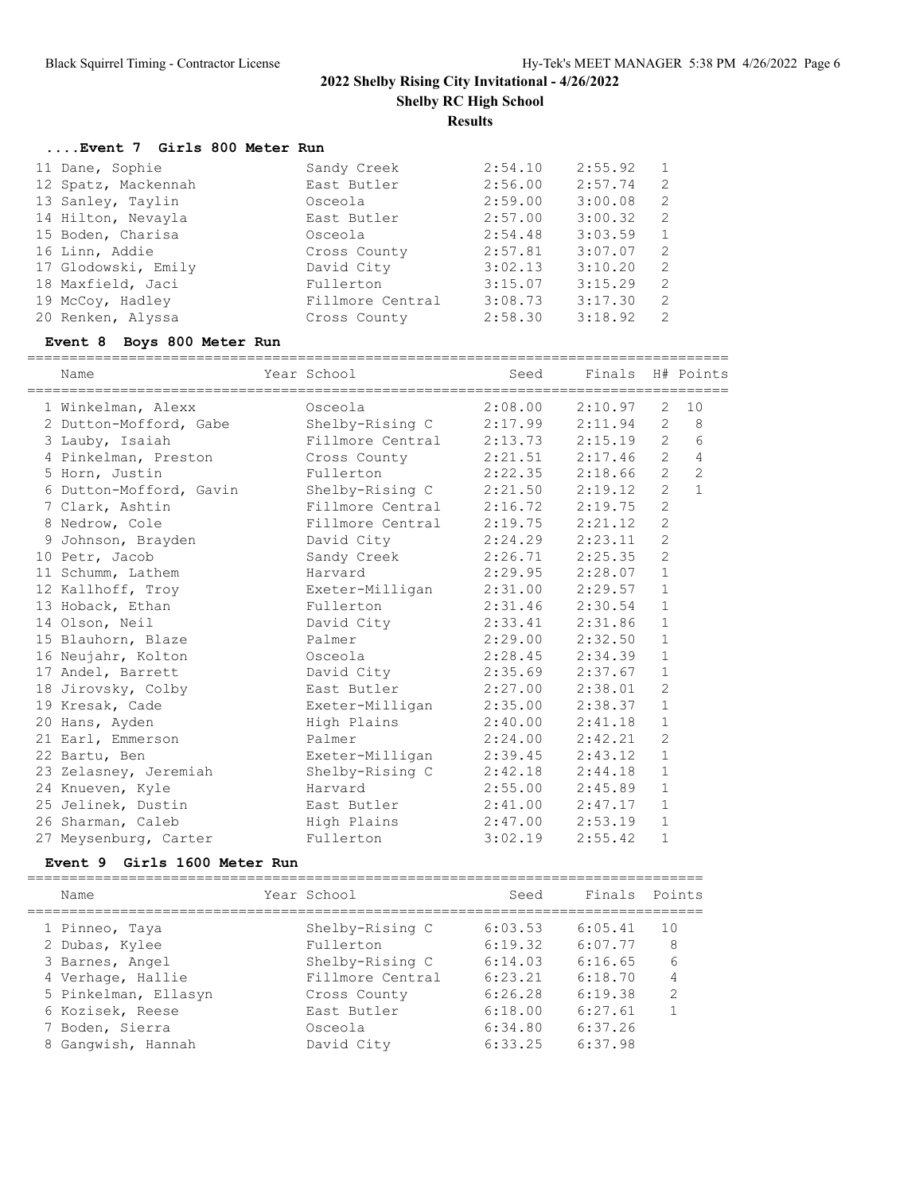## 2022 Shelby Rising City Invitational - 4/26/2022

**Shelby RC High School**

**Results**

### ....Event 7 Girls 800 Meter Run

| Name | Year School | Seed | Finals | H# | Points |
|---|---|---|---|---|---|
| 11 Dane, Sophie | Sandy Creek | 2:54.10 | 2:55.92 | 1 | |
| 12 Spatz, Mackennah | East Butler | 2:56.00 | 2:57.74 | 2 | |
| 13 Sanley, Taylin | Osceola | 2:59.00 | 3:00.08 | 2 | |
| 14 Hilton, Nevayla | East Butler | 2:57.00 | 3:00.32 | 2 | |
| 15 Boden, Charisa | Osceola | 2:54.48 | 3:03.59 | 1 | |
| 16 Linn, Addie | Cross County | 2:57.81 | 3:07.07 | 2 | |
| 17 Glodowski, Emily | David City | 3:02.13 | 3:10.20 | 2 | |
| 18 Maxfield, Jaci | Fullerton | 3:15.07 | 3:15.29 | 2 | |
| 19 McCoy, Hadley | Fillmore Central | 3:08.73 | 3:17.30 | 2 | |
| 20 Renken, Alyssa | Cross County | 2:58.30 | 3:18.92 | 2 | |

### Event 8 Boys 800 Meter Run

| Name | Year School | Seed | Finals | H# | Points |
|---|---|---|---|---|---|
| 1 Winkelman, Alexx | Osceola | 2:08.00 | 2:10.97 | 2 | 10 |
| 2 Dutton-Mofford, Gabe | Shelby-Rising C | 2:17.99 | 2:11.94 | 2 | 8 |
| 3 Lauby, Isaiah | Fillmore Central | 2:13.73 | 2:15.19 | 2 | 6 |
| 4 Pinkelman, Preston | Cross County | 2:21.51 | 2:17.46 | 2 | 4 |
| 5 Horn, Justin | Fullerton | 2:22.35 | 2:18.66 | 2 | 2 |
| 6 Dutton-Mofford, Gavin | Shelby-Rising C | 2:21.50 | 2:19.12 | 2 | 1 |
| 7 Clark, Ashtin | Fillmore Central | 2:16.72 | 2:19.75 | 2 | |
| 8 Nedrow, Cole | Fillmore Central | 2:19.75 | 2:21.12 | 2 | |
| 9 Johnson, Brayden | David City | 2:24.29 | 2:23.11 | 2 | |
| 10 Petr, Jacob | Sandy Creek | 2:26.71 | 2:25.35 | 2 | |
| 11 Schumm, Lathem | Harvard | 2:29.95 | 2:28.07 | 1 | |
| 12 Kallhoff, Troy | Exeter-Milligan | 2:31.00 | 2:29.57 | 1 | |
| 13 Hoback, Ethan | Fullerton | 2:31.46 | 2:30.54 | 1 | |
| 14 Olson, Neil | David City | 2:33.41 | 2:31.86 | 1 | |
| 15 Blauhorn, Blaze | Palmer | 2:29.00 | 2:32.50 | 1 | |
| 16 Neujahr, Kolton | Osceola | 2:28.45 | 2:34.39 | 1 | |
| 17 Andel, Barrett | David City | 2:35.69 | 2:37.67 | 1 | |
| 18 Jirovsky, Colby | East Butler | 2:27.00 | 2:38.01 | 2 | |
| 19 Kresak, Cade | Exeter-Milligan | 2:35.00 | 2:38.37 | 1 | |
| 20 Hans, Ayden | High Plains | 2:40.00 | 2:41.18 | 1 | |
| 21 Earl, Emmerson | Palmer | 2:24.00 | 2:42.21 | 2 | |
| 22 Bartu, Ben | Exeter-Milligan | 2:39.45 | 2:43.12 | 1 | |
| 23 Zelasney, Jeremiah | Shelby-Rising C | 2:42.18 | 2:44.18 | 1 | |
| 24 Knueven, Kyle | Harvard | 2:55.00 | 2:45.89 | 1 | |
| 25 Jelinek, Dustin | East Butler | 2:41.00 | 2:47.17 | 1 | |
| 26 Sharman, Caleb | High Plains | 2:47.00 | 2:53.19 | 1 | |
| 27 Meysenburg, Carter | Fullerton | 3:02.19 | 2:55.42 | 1 | |

### Event 9 Girls 1600 Meter Run

| Name | Year School | Seed | Finals | Points |
|---|---|---|---|---|
| 1 Pinneo, Taya | Shelby-Rising C | 6:03.53 | 6:05.41 | 10 |
| 2 Dubas, Kylee | Fullerton | 6:19.32 | 6:07.77 | 8 |
| 3 Barnes, Angel | Shelby-Rising C | 6:14.03 | 6:16.65 | 6 |
| 4 Verhage, Hallie | Fillmore Central | 6:23.21 | 6:18.70 | 4 |
| 5 Pinkelman, Ellasyn | Cross County | 6:26.28 | 6:19.38 | 2 |
| 6 Kozisek, Reese | East Butler | 6:18.00 | 6:27.61 | 1 |
| 7 Boden, Sierra | Osceola | 6:34.80 | 6:37.26 | |
| 8 Gangwish, Hannah | David City | 6:33.25 | 6:37.98 | |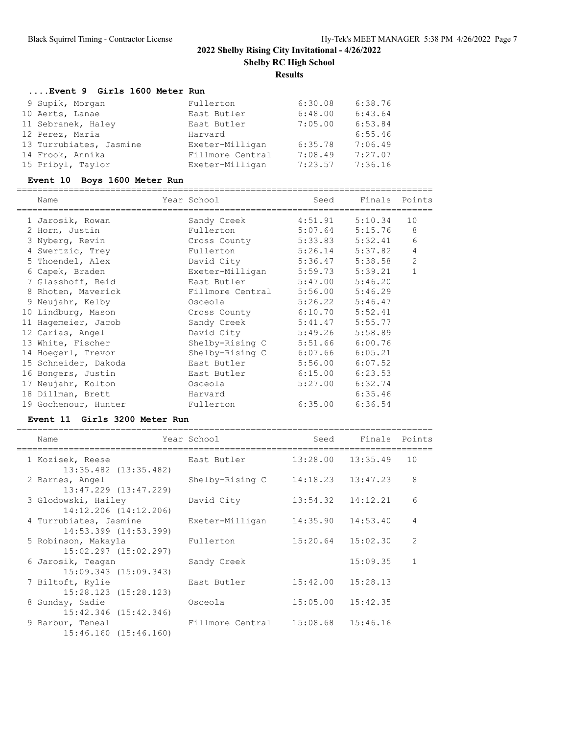## 2022 Shelby Rising City Invitational - 4/26/2022

**Shelby RC High School**

**Results**

### ....Event 9 Girls 1600 Meter Run

| Name | School | Seed | Finals |
|---|---|---|---|
| 9 Supik, Morgan | Fullerton | 6:30.08 | 6:38.76 |
| 10 Aerts, Lanae | East Butler | 6:48.00 | 6:43.64 |
| 11 Sebranek, Haley | East Butler | 7:05.00 | 6:53.84 |
| 12 Perez, Maria | Harvard | | 6:55.46 |
| 13 Turrubiates, Jasmine | Exeter-Milligan | 6:35.78 | 7:06.49 |
| 14 Frook, Annika | Fillmore Central | 7:08.49 | 7:27.07 |
| 15 Pribyl, Taylor | Exeter-Milligan | 7:23.57 | 7:36.16 |

### Event 10 Boys 1600 Meter Run

| Name | Year School | Seed | Finals | Points |
|---|---|---|---|---|
| 1 Jarosik, Rowan | Sandy Creek | 4:51.91 | 5:10.34 | 10 |
| 2 Horn, Justin | Fullerton | 5:07.64 | 5:15.76 | 8 |
| 3 Nyberg, Revin | Cross County | 5:33.83 | 5:32.41 | 6 |
| 4 Swertzic, Trey | Fullerton | 5:26.14 | 5:37.82 | 4 |
| 5 Thoendel, Alex | David City | 5:36.47 | 5:38.58 | 2 |
| 6 Capek, Braden | Exeter-Milligan | 5:59.73 | 5:39.21 | 1 |
| 7 Glasshoff, Reid | East Butler | 5:47.00 | 5:46.20 | |
| 8 Rhoten, Maverick | Fillmore Central | 5:56.00 | 5:46.29 | |
| 9 Neujahr, Kelby | Osceola | 5:26.22 | 5:46.47 | |
| 10 Lindburg, Mason | Cross County | 6:10.70 | 5:52.41 | |
| 11 Hagemeier, Jacob | Sandy Creek | 5:41.47 | 5:55.77 | |
| 12 Carias, Angel | David City | 5:49.26 | 5:58.89 | |
| 13 White, Fischer | Shelby-Rising C | 5:51.66 | 6:00.76 | |
| 14 Hoegerl, Trevor | Shelby-Rising C | 6:07.66 | 6:05.21 | |
| 15 Schneider, Dakoda | East Butler | 5:56.00 | 6:07.52 | |
| 16 Bongers, Justin | East Butler | 6:15.00 | 6:23.53 | |
| 17 Neujahr, Kolton | Osceola | 5:27.00 | 6:32.74 | |
| 18 Dillman, Brett | Harvard | | 6:35.46 | |
| 19 Gochenour, Hunter | Fullerton | 6:35.00 | 6:36.54 | |

### Event 11 Girls 3200 Meter Run

| Name | Year School | Seed | Finals | Points |
|---|---|---|---|---|
| 1 Kozisek, Reese<br>13:35.482 (13:35.482) | East Butler | 13:28.00 | 13:35.49 | 10 |
| 2 Barnes, Angel<br>13:47.229 (13:47.229) | Shelby-Rising C | 14:18.23 | 13:47.23 | 8 |
| 3 Glodowski, Hailey<br>14:12.206 (14:12.206) | David City | 13:54.32 | 14:12.21 | 6 |
| 4 Turrubiates, Jasmine<br>14:53.399 (14:53.399) | Exeter-Milligan | 14:35.90 | 14:53.40 | 4 |
| 5 Robinson, Makayla<br>15:02.297 (15:02.297) | Fullerton | 15:20.64 | 15:02.30 | 2 |
| 6 Jarosik, Teagan<br>15:09.343 (15:09.343) | Sandy Creek | | 15:09.35 | 1 |
| 7 Biltoft, Rylie<br>15:28.123 (15:28.123) | East Butler | 15:42.00 | 15:28.13 | |
| 8 Sunday, Sadie<br>15:42.346 (15:42.346) | Osceola | 15:05.00 | 15:42.35 | |
| 9 Barbur, Teneal<br>15:46.160 (15:46.160) | Fillmore Central | 15:08.68 | 15:46.16 | |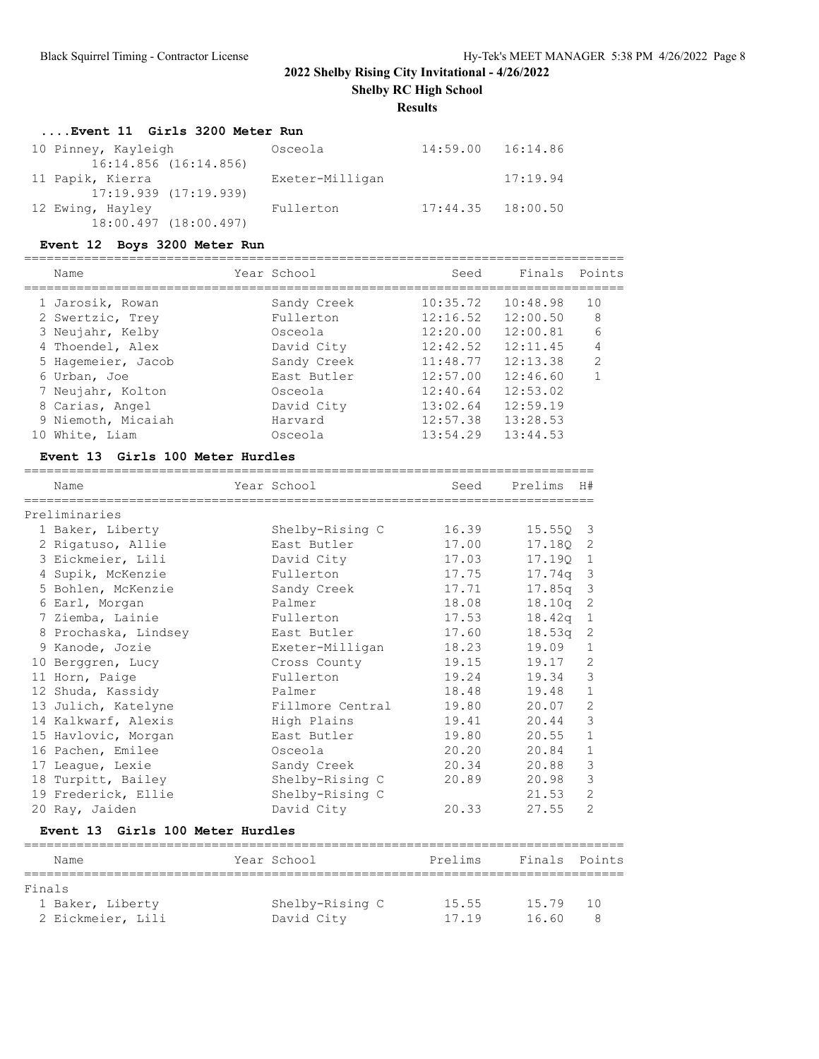## 2022 Shelby Rising City Invitational - 4/26/2022

### Shelby RC High School

### Results

#### ....Event 11 Girls 3200 Meter Run

| Place | Name | School | Seed | Finals |
|---|---|---|---|---|
| 10 | Pinney, Kayleigh | Osceola | 14:59.00 | 16:14.86 |
| | 16:14.856 (16:14.856) | | | |
| 11 | Papik, Kierra | Exeter-Milligan | | 17:19.94 |
| | 17:19.939 (17:19.939) | | | |
| 12 | Ewing, Hayley | Fullerton | 17:44.35 | 18:00.50 |
| | 18:00.497 (18:00.497) | | | |

#### Event 12 Boys 3200 Meter Run

| Place | Name | Year | School | Seed | Finals | Points |
|---|---|---|---|---|---|---|
| 1 | Jarosik, Rowan | | Sandy Creek | 10:35.72 | 10:48.98 | 10 |
| 2 | Swertzic, Trey | | Fullerton | 12:16.52 | 12:00.50 | 8 |
| 3 | Neujahr, Kelby | | Osceola | 12:20.00 | 12:00.81 | 6 |
| 4 | Thoendel, Alex | | David City | 12:42.52 | 12:11.45 | 4 |
| 5 | Hagemeier, Jacob | | Sandy Creek | 11:48.77 | 12:13.38 | 2 |
| 6 | Urban, Joe | | East Butler | 12:57.00 | 12:46.60 | 1 |
| 7 | Neujahr, Kolton | | Osceola | 12:40.64 | 12:53.02 | |
| 8 | Carias, Angel | | David City | 13:02.64 | 12:59.19 | |
| 9 | Niemoth, Micaiah | | Harvard | 12:57.38 | 13:28.53 | |
| 10 | White, Liam | | Osceola | 13:54.29 | 13:44.53 | |

#### Event 13 Girls 100 Meter Hurdles

Preliminaries

| Place | Name | Year | School | Seed | Prelims | H# |
|---|---|---|---|---|---|---|
| 1 | Baker, Liberty | | Shelby-Rising C | 16.39 | 15.55Q | 3 |
| 2 | Rigatuso, Allie | | East Butler | 17.00 | 17.18Q | 2 |
| 3 | Eickmeier, Lili | | David City | 17.03 | 17.19Q | 1 |
| 4 | Supik, McKenzie | | Fullerton | 17.75 | 17.74q | 3 |
| 5 | Bohlen, McKenzie | | Sandy Creek | 17.71 | 17.85q | 3 |
| 6 | Earl, Morgan | | Palmer | 18.08 | 18.10q | 2 |
| 7 | Ziemba, Lainie | | Fullerton | 17.53 | 18.42q | 1 |
| 8 | Prochaska, Lindsey | | East Butler | 17.60 | 18.53q | 2 |
| 9 | Kanode, Jozie | | Exeter-Milligan | 18.23 | 19.09 | 1 |
| 10 | Berggren, Lucy | | Cross County | 19.15 | 19.17 | 2 |
| 11 | Horn, Paige | | Fullerton | 19.24 | 19.34 | 3 |
| 12 | Shuda, Kassidy | | Palmer | 18.48 | 19.48 | 1 |
| 13 | Julich, Katelyne | | Fillmore Central | 19.80 | 20.07 | 2 |
| 14 | Kalkwarf, Alexis | | High Plains | 19.41 | 20.44 | 3 |
| 15 | Havlovic, Morgan | | East Butler | 19.80 | 20.55 | 1 |
| 16 | Pachen, Emilee | | Osceola | 20.20 | 20.84 | 1 |
| 17 | League, Lexie | | Sandy Creek | 20.34 | 20.88 | 3 |
| 18 | Turpitt, Bailey | | Shelby-Rising C | 20.89 | 20.98 | 3 |
| 19 | Frederick, Ellie | | Shelby-Rising C | | 21.53 | 2 |
| 20 | Ray, Jaiden | | David City | 20.33 | 27.55 | 2 |

#### Event 13 Girls 100 Meter Hurdles

Finals

| Place | Name | Year | School | Prelims | Finals | Points |
|---|---|---|---|---|---|---|
| 1 | Baker, Liberty | | Shelby-Rising C | 15.55 | 15.79 | 10 |
| 2 | Eickmeier, Lili | | David City | 17.19 | 16.60 | 8 |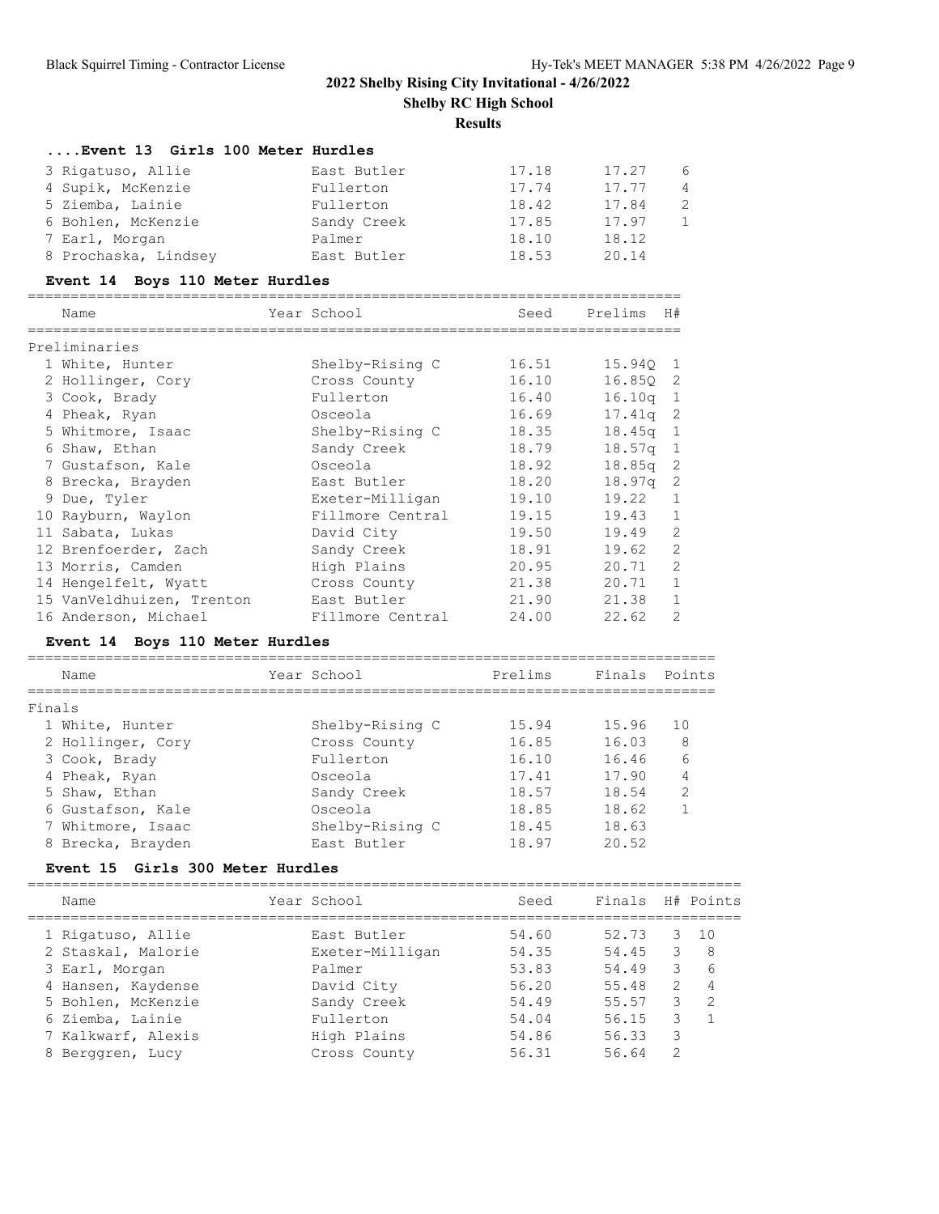**2022 Shelby Rising City Invitational - 4/26/2022**

**Shelby RC High School**

**Results**

### ....Event 13 Girls 100 Meter Hurdles

| Name | Year School | Seed | Finals | Points |
|---|---|---|---|---|
| 3 Rigatuso, Allie | East Butler | 17.18 | 17.27 | 6 |
| 4 Supik, McKenzie | Fullerton | 17.74 | 17.77 | 4 |
| 5 Ziemba, Lainie | Fullerton | 18.42 | 17.84 | 2 |
| 6 Bohlen, McKenzie | Sandy Creek | 17.85 | 17.97 | 1 |
| 7 Earl, Morgan | Palmer | 18.10 | 18.12 | |
| 8 Prochaska, Lindsey | East Butler | 18.53 | 20.14 | |

### Event 14 Boys 110 Meter Hurdles

| Name | Year School | Seed | Prelims | H# |
|---|---|---|---|---|
| **Preliminaries** | | | | |
| 1 White, Hunter | Shelby-Rising C | 16.51 | 15.94Q | 1 |
| 2 Hollinger, Cory | Cross County | 16.10 | 16.85Q | 2 |
| 3 Cook, Brady | Fullerton | 16.40 | 16.10q | 1 |
| 4 Pheak, Ryan | Osceola | 16.69 | 17.41q | 2 |
| 5 Whitmore, Isaac | Shelby-Rising C | 18.35 | 18.45q | 1 |
| 6 Shaw, Ethan | Sandy Creek | 18.79 | 18.57q | 1 |
| 7 Gustafson, Kale | Osceola | 18.92 | 18.85q | 2 |
| 8 Brecka, Brayden | East Butler | 18.20 | 18.97q | 2 |
| 9 Due, Tyler | Exeter-Milligan | 19.10 | 19.22 | 1 |
| 10 Rayburn, Waylon | Fillmore Central | 19.15 | 19.43 | 1 |
| 11 Sabata, Lukas | David City | 19.50 | 19.49 | 2 |
| 12 Brenfoerder, Zach | Sandy Creek | 18.91 | 19.62 | 2 |
| 13 Morris, Camden | High Plains | 20.95 | 20.71 | 2 |
| 14 Hengelfelt, Wyatt | Cross County | 21.38 | 20.71 | 1 |
| 15 VanVeldhuizen, Trenton | East Butler | 21.90 | 21.38 | 1 |
| 16 Anderson, Michael | Fillmore Central | 24.00 | 22.62 | 2 |

### Event 14 Boys 110 Meter Hurdles

| Name | Year School | Prelims | Finals | Points |
|---|---|---|---|---|
| **Finals** | | | | |
| 1 White, Hunter | Shelby-Rising C | 15.94 | 15.96 | 10 |
| 2 Hollinger, Cory | Cross County | 16.85 | 16.03 | 8 |
| 3 Cook, Brady | Fullerton | 16.10 | 16.46 | 6 |
| 4 Pheak, Ryan | Osceola | 17.41 | 17.90 | 4 |
| 5 Shaw, Ethan | Sandy Creek | 18.57 | 18.54 | 2 |
| 6 Gustafson, Kale | Osceola | 18.85 | 18.62 | 1 |
| 7 Whitmore, Isaac | Shelby-Rising C | 18.45 | 18.63 | |
| 8 Brecka, Brayden | East Butler | 18.97 | 20.52 | |

### Event 15 Girls 300 Meter Hurdles

| Name | Year School | Seed | Finals | H# | Points |
|---|---|---|---|---|---|
| 1 Rigatuso, Allie | East Butler | 54.60 | 52.73 | 3 | 10 |
| 2 Staskal, Malorie | Exeter-Milligan | 54.35 | 54.45 | 3 | 8 |
| 3 Earl, Morgan | Palmer | 53.83 | 54.49 | 3 | 6 |
| 4 Hansen, Kaydense | David City | 56.20 | 55.48 | 2 | 4 |
| 5 Bohlen, McKenzie | Sandy Creek | 54.49 | 55.57 | 3 | 2 |
| 6 Ziemba, Lainie | Fullerton | 54.04 | 56.15 | 3 | 1 |
| 7 Kalkwarf, Alexis | High Plains | 54.86 | 56.33 | 3 | |
| 8 Berggren, Lucy | Cross County | 56.31 | 56.64 | 2 | |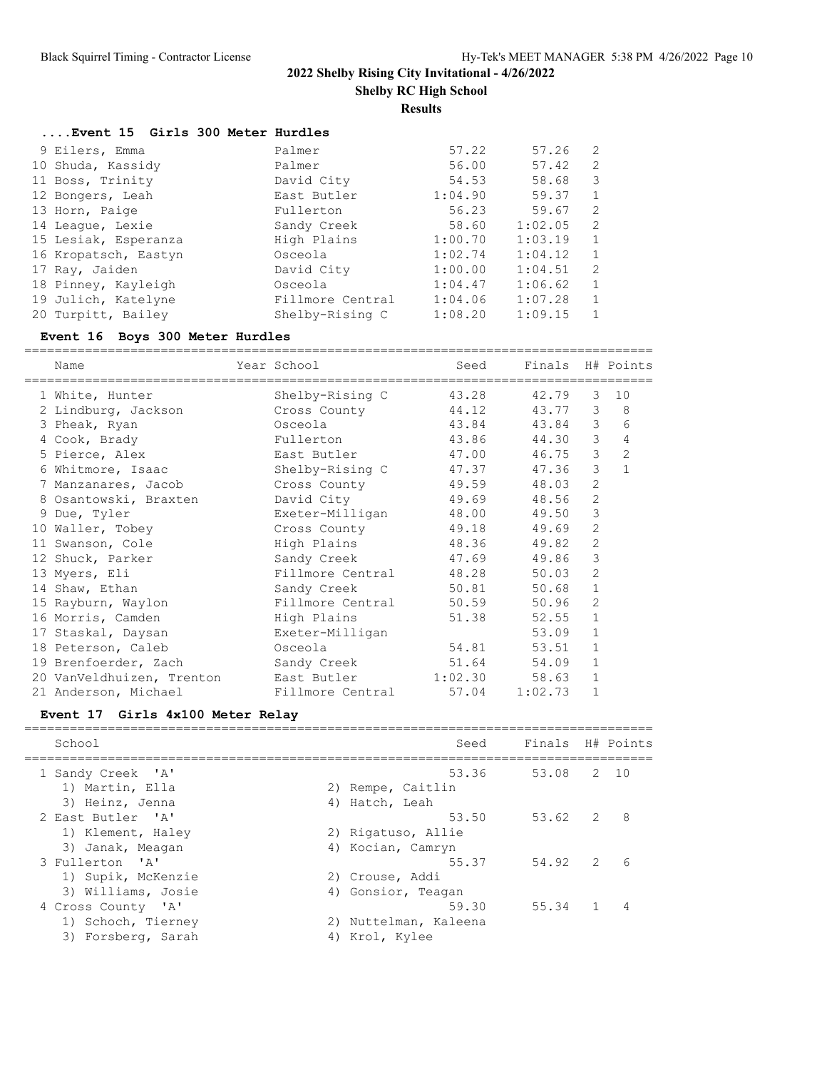## 2022 Shelby Rising City Invitational - 4/26/2022

**Shelby RC High School**

**Results**

### ....Event 15 Girls 300 Meter Hurdles

| Name | School | Seed | Finals | H# |
|---|---|---|---|---|
| 9 Eilers, Emma | Palmer | 57.22 | 57.26 | 2 |
| 10 Shuda, Kassidy | Palmer | 56.00 | 57.42 | 2 |
| 11 Boss, Trinity | David City | 54.53 | 58.68 | 3 |
| 12 Bongers, Leah | East Butler | 1:04.90 | 59.37 | 1 |
| 13 Horn, Paige | Fullerton | 56.23 | 59.67 | 2 |
| 14 League, Lexie | Sandy Creek | 58.60 | 1:02.05 | 2 |
| 15 Lesiak, Esperanza | High Plains | 1:00.70 | 1:03.19 | 1 |
| 16 Kropatsch, Eastyn | Osceola | 1:02.74 | 1:04.12 | 1 |
| 17 Ray, Jaiden | David City | 1:00.00 | 1:04.51 | 2 |
| 18 Pinney, Kayleigh | Osceola | 1:04.47 | 1:06.62 | 1 |
| 19 Julich, Katelyne | Fillmore Central | 1:04.06 | 1:07.28 | 1 |
| 20 Turpitt, Bailey | Shelby-Rising C | 1:08.20 | 1:09.15 | 1 |

### Event 16 Boys 300 Meter Hurdles

| Name | Year School | Seed | Finals | H# | Points |
|---|---|---|---|---|---|
| 1 White, Hunter | Shelby-Rising C | 43.28 | 42.79 | 3 | 10 |
| 2 Lindburg, Jackson | Cross County | 44.12 | 43.77 | 3 | 8 |
| 3 Pheak, Ryan | Osceola | 43.84 | 43.84 | 3 | 6 |
| 4 Cook, Brady | Fullerton | 43.86 | 44.30 | 3 | 4 |
| 5 Pierce, Alex | East Butler | 47.00 | 46.75 | 3 | 2 |
| 6 Whitmore, Isaac | Shelby-Rising C | 47.37 | 47.36 | 3 | 1 |
| 7 Manzanares, Jacob | Cross County | 49.59 | 48.03 | 2 | |
| 8 Osantowski, Braxten | David City | 49.69 | 48.56 | 2 | |
| 9 Due, Tyler | Exeter-Milligan | 48.00 | 49.50 | 3 | |
| 10 Waller, Tobey | Cross County | 49.18 | 49.69 | 2 | |
| 11 Swanson, Cole | High Plains | 48.36 | 49.82 | 2 | |
| 12 Shuck, Parker | Sandy Creek | 47.69 | 49.86 | 3 | |
| 13 Myers, Eli | Fillmore Central | 48.28 | 50.03 | 2 | |
| 14 Shaw, Ethan | Sandy Creek | 50.81 | 50.68 | 1 | |
| 15 Rayburn, Waylon | Fillmore Central | 50.59 | 50.96 | 2 | |
| 16 Morris, Camden | High Plains | 51.38 | 52.55 | 1 | |
| 17 Staskal, Daysan | Exeter-Milligan | | 53.09 | 1 | |
| 18 Peterson, Caleb | Osceola | 54.81 | 53.51 | 1 | |
| 19 Brenfoerder, Zach | Sandy Creek | 51.64 | 54.09 | 1 | |
| 20 VanVeldhuizen, Trenton | East Butler | 1:02.30 | 58.63 | 1 | |
| 21 Anderson, Michael | Fillmore Central | 57.04 | 1:02.73 | 1 | |

### Event 17 Girls 4x100 Meter Relay

| School | Seed | Finals | H# | Points |
|---|---|---|---|---|
| 1 Sandy Creek 'A' | 53.36 | 53.08 | 2 | 10 |
| 1) Martin, Ella; 2) Rempe, Caitlin; 3) Heinz, Jenna; 4) Hatch, Leah | | | | |
| 2 East Butler 'A' | 53.50 | 53.62 | 2 | 8 |
| 1) Klement, Haley; 2) Rigatuso, Allie; 3) Janak, Meagan; 4) Kocian, Camryn | | | | |
| 3 Fullerton 'A' | 55.37 | 54.92 | 2 | 6 |
| 1) Supik, McKenzie; 2) Crouse, Addi; 3) Williams, Josie; 4) Gonsior, Teagan | | | | |
| 4 Cross County 'A' | 59.30 | 55.34 | 1 | 4 |
| 1) Schoch, Tierney; 2) Nuttelman, Kaleena; 3) Forsberg, Sarah; 4) Krol, Kylee | | | | |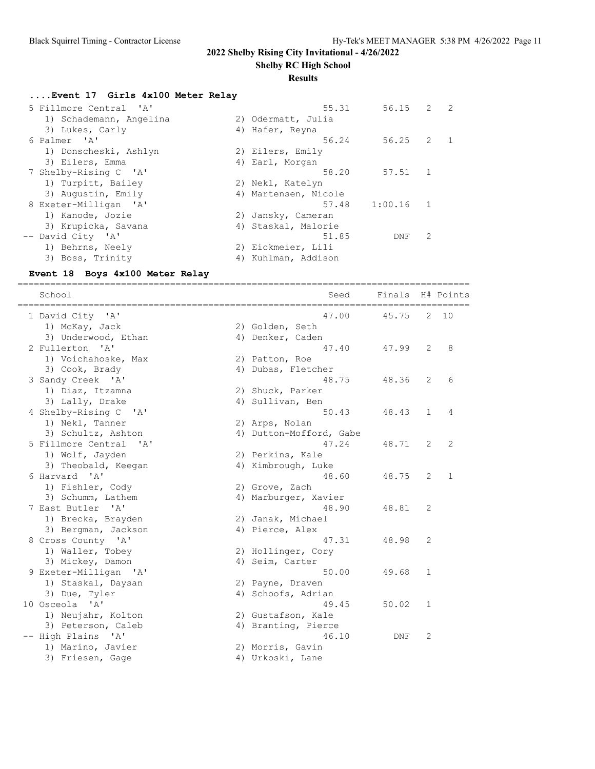**2022 Shelby Rising City Invitational - 4/26/2022**

**Shelby RC High School**

**Results**

### ....Event 17 Girls 4x100 Meter Relay

| School | Seed | Finals | H# | Points |
|---|---|---|---|---|
| 5 Fillmore Central 'A' | 55.31 | 56.15 | 2 | 2 |
| 1) Schademann, Angelina; 2) Odermatt, Julia; 3) Lukes, Carly; 4) Hafer, Reyna | | | | |
| 6 Palmer 'A' | 56.24 | 56.25 | 2 | 1 |
| 1) Donscheski, Ashlyn; 2) Eilers, Emily; 3) Eilers, Emma; 4) Earl, Morgan | | | | |
| 7 Shelby-Rising C 'A' | 58.20 | 57.51 | 1 | |
| 1) Turpitt, Bailey; 2) Nekl, Katelyn; 3) Augustin, Emily; 4) Martensen, Nicole | | | | |
| 8 Exeter-Milligan 'A' | 57.48 | 1:00.16 | 1 | |
| 1) Kanode, Jozie; 2) Jansky, Cameran; 3) Krupicka, Savana; 4) Staskal, Malorie | | | | |
| -- David City 'A' | 51.85 | DNF | 2 | |
| 1) Behrns, Neely; 2) Eickmeier, Lili; 3) Boss, Trinity; 4) Kuhlman, Addison | | | | |

### Event 18 Boys 4x100 Meter Relay

| School | Seed | Finals | H# | Points |
|---|---|---|---|---|
| 1 David City 'A' | 47.00 | 45.75 | 2 | 10 |
| 1) McKay, Jack; 2) Golden, Seth; 3) Underwood, Ethan; 4) Denker, Caden | | | | |
| 2 Fullerton 'A' | 47.40 | 47.99 | 2 | 8 |
| 1) Voichahoske, Max; 2) Patton, Roe; 3) Cook, Brady; 4) Dubas, Fletcher | | | | |
| 3 Sandy Creek 'A' | 48.75 | 48.36 | 2 | 6 |
| 1) Diaz, Itzamna; 2) Shuck, Parker; 3) Lally, Drake; 4) Sullivan, Ben | | | | |
| 4 Shelby-Rising C 'A' | 50.43 | 48.43 | 1 | 4 |
| 1) Nekl, Tanner; 2) Arps, Nolan; 3) Schultz, Ashton; 4) Dutton-Mofford, Gabe | | | | |
| 5 Fillmore Central 'A' | 47.24 | 48.71 | 2 | 2 |
| 1) Wolf, Jayden; 2) Perkins, Kale; 3) Theobald, Keegan; 4) Kimbrough, Luke | | | | |
| 6 Harvard 'A' | 48.60 | 48.75 | 2 | 1 |
| 1) Fishler, Cody; 2) Grove, Zach; 3) Schumm, Lathem; 4) Marburger, Xavier | | | | |
| 7 East Butler 'A' | 48.90 | 48.81 | 2 | |
| 1) Brecka, Brayden; 2) Janak, Michael; 3) Bergman, Jackson; 4) Pierce, Alex | | | | |
| 8 Cross County 'A' | 47.31 | 48.98 | 2 | |
| 1) Waller, Tobey; 2) Hollinger, Cory; 3) Mickey, Damon; 4) Seim, Carter | | | | |
| 9 Exeter-Milligan 'A' | 50.00 | 49.68 | 1 | |
| 1) Staskal, Daysan; 2) Payne, Draven; 3) Due, Tyler; 4) Schoofs, Adrian | | | | |
| 10 Osceola 'A' | 49.45 | 50.02 | 1 | |
| 1) Neujahr, Kolton; 2) Gustafson, Kale; 3) Peterson, Caleb; 4) Branting, Pierce | | | | |
| -- High Plains 'A' | 46.10 | DNF | 2 | |
| 1) Marino, Javier; 2) Morris, Gavin; 3) Friesen, Gage; 4) Urkoski, Lane | | | | |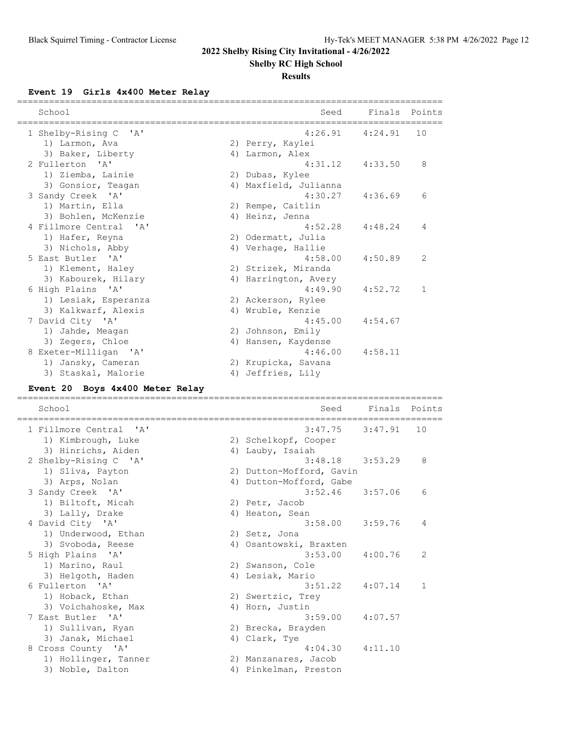# 2022 Shelby Rising City Invitational - 4/26/2022

## Shelby RC High School

### Results

**Event 19 Girls 4x400 Meter Relay**

| | School | Seed | Finals | Points |
|---|---|---|---|---|
| 1 | Shelby-Rising C 'A' | 4:26.91 | 4:24.91 | 10 |
| | 1) Larmon, Ava; 2) Perry, Kaylei; 3) Baker, Liberty; 4) Larmon, Alex | | | |
| 2 | Fullerton 'A' | 4:31.12 | 4:33.50 | 8 |
| | 1) Ziemba, Lainie; 2) Dubas, Kylee; 3) Gonsior, Teagan; 4) Maxfield, Julianna | | | |
| 3 | Sandy Creek 'A' | 4:30.27 | 4:36.69 | 6 |
| | 1) Martin, Ella; 2) Rempe, Caitlin; 3) Bohlen, McKenzie; 4) Heinz, Jenna | | | |
| 4 | Fillmore Central 'A' | 4:52.28 | 4:48.24 | 4 |
| | 1) Hafer, Reyna; 2) Odermatt, Julia; 3) Nichols, Abby; 4) Verhage, Hallie | | | |
| 5 | East Butler 'A' | 4:58.00 | 4:50.89 | 2 |
| | 1) Klement, Haley; 2) Strizek, Miranda; 3) Kabourek, Hilary; 4) Harrington, Avery | | | |
| 6 | High Plains 'A' | 4:49.90 | 4:52.72 | 1 |
| | 1) Lesiak, Esperanza; 2) Ackerson, Rylee; 3) Kalkwarf, Alexis; 4) Wruble, Kenzie | | | |
| 7 | David City 'A' | 4:45.00 | 4:54.67 | |
| | 1) Jahde, Meagan; 2) Johnson, Emily; 3) Zegers, Chloe; 4) Hansen, Kaydense | | | |
| 8 | Exeter-Milligan 'A' | 4:46.00 | 4:58.11 | |
| | 1) Jansky, Cameran; 2) Krupicka, Savana; 3) Staskal, Malorie; 4) Jeffries, Lily | | | |

**Event 20 Boys 4x400 Meter Relay**

| | School | Seed | Finals | Points |
|---|---|---|---|---|
| 1 | Fillmore Central 'A' | 3:47.75 | 3:47.91 | 10 |
| | 1) Kimbrough, Luke; 2) Schelkopf, Cooper; 3) Hinrichs, Aiden; 4) Lauby, Isaiah | | | |
| 2 | Shelby-Rising C 'A' | 3:48.18 | 3:53.29 | 8 |
| | 1) Sliva, Payton; 2) Dutton-Mofford, Gavin; 3) Arps, Nolan; 4) Dutton-Mofford, Gabe | | | |
| 3 | Sandy Creek 'A' | 3:52.46 | 3:57.06 | 6 |
| | 1) Biltoft, Micah; 2) Petr, Jacob; 3) Lally, Drake; 4) Heaton, Sean | | | |
| 4 | David City 'A' | 3:58.00 | 3:59.76 | 4 |
| | 1) Underwood, Ethan; 2) Setz, Jona; 3) Svoboda, Reese; 4) Osantowski, Braxten | | | |
| 5 | High Plains 'A' | 3:53.00 | 4:00.76 | 2 |
| | 1) Marino, Raul; 2) Swanson, Cole; 3) Helgoth, Haden; 4) Lesiak, Mario | | | |
| 6 | Fullerton 'A' | 3:51.22 | 4:07.14 | 1 |
| | 1) Hoback, Ethan; 2) Swertzic, Trey; 3) Voichahoske, Max; 4) Horn, Justin | | | |
| 7 | East Butler 'A' | 3:59.00 | 4:07.57 | |
| | 1) Sullivan, Ryan; 2) Brecka, Brayden; 3) Janak, Michael; 4) Clark, Tye | | | |
| 8 | Cross County 'A' | 4:04.30 | 4:11.10 | |
| | 1) Hollinger, Tanner; 2) Manzanares, Jacob; 3) Noble, Dalton; 4) Pinkelman, Preston | | | |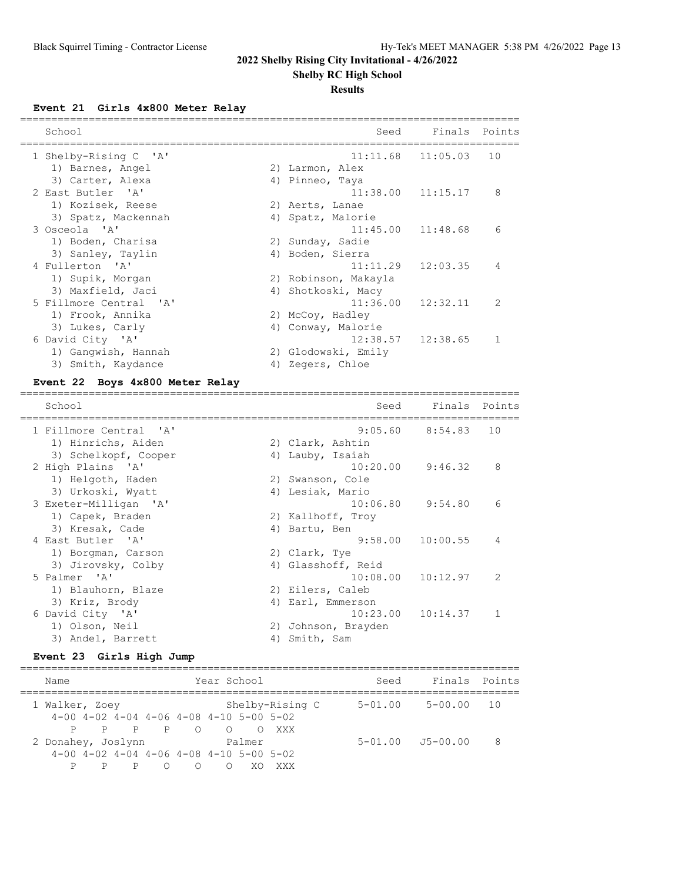# 2022 Shelby Rising City Invitational - 4/26/2022

## Shelby RC High School

### Results

**Event 21 Girls 4x800 Meter Relay**

| School | | Seed | Finals | Points |
|---|---|---|---|---|
| 1 Shelby-Rising C 'A' | | 11:11.68 | 11:05.03 | 10 |
| 1) Barnes, Angel | 2) Larmon, Alex | | | |
| 3) Carter, Alexa | 4) Pinneo, Taya | | | |
| 2 East Butler 'A' | | 11:38.00 | 11:15.17 | 8 |
| 1) Kozisek, Reese | 2) Aerts, Lanae | | | |
| 3) Spatz, Mackennah | 4) Spatz, Malorie | | | |
| 3 Osceola 'A' | | 11:45.00 | 11:48.68 | 6 |
| 1) Boden, Charisa | 2) Sunday, Sadie | | | |
| 3) Sanley, Taylin | 4) Boden, Sierra | | | |
| 4 Fullerton 'A' | | 11:11.29 | 12:03.35 | 4 |
| 1) Supik, Morgan | 2) Robinson, Makayla | | | |
| 3) Maxfield, Jaci | 4) Shotkoski, Macy | | | |
| 5 Fillmore Central 'A' | | 11:36.00 | 12:32.11 | 2 |
| 1) Frook, Annika | 2) McCoy, Hadley | | | |
| 3) Lukes, Carly | 4) Conway, Malorie | | | |
| 6 David City 'A' | | 12:38.57 | 12:38.65 | 1 |
| 1) Gangwish, Hannah | 2) Glodowski, Emily | | | |
| 3) Smith, Kaydance | 4) Zegers, Chloe | | | |

**Event 22 Boys 4x800 Meter Relay**

| School | | Seed | Finals | Points |
|---|---|---|---|---|
| 1 Fillmore Central 'A' | | 9:05.60 | 8:54.83 | 10 |
| 1) Hinrichs, Aiden | 2) Clark, Ashtin | | | |
| 3) Schelkopf, Cooper | 4) Lauby, Isaiah | | | |
| 2 High Plains 'A' | | 10:20.00 | 9:46.32 | 8 |
| 1) Helgoth, Haden | 2) Swanson, Cole | | | |
| 3) Urkoski, Wyatt | 4) Lesiak, Mario | | | |
| 3 Exeter-Milligan 'A' | | 10:06.80 | 9:54.80 | 6 |
| 1) Capek, Braden | 2) Kallhoff, Troy | | | |
| 3) Kresak, Cade | 4) Bartu, Ben | | | |
| 4 East Butler 'A' | | 9:58.00 | 10:00.55 | 4 |
| 1) Borgman, Carson | 2) Clark, Tye | | | |
| 3) Jirovsky, Colby | 4) Glasshoff, Reid | | | |
| 5 Palmer 'A' | | 10:08.00 | 10:12.97 | 2 |
| 1) Blauhorn, Blaze | 2) Eilers, Caleb | | | |
| 3) Kriz, Brody | 4) Earl, Emmerson | | | |
| 6 David City 'A' | | 10:23.00 | 10:14.37 | 1 |
| 1) Olson, Neil | 2) Johnson, Brayden | | | |
| 3) Andel, Barrett | 4) Smith, Sam | | | |

**Event 23 Girls High Jump**

| Name | Year | School | Seed | Finals | Points |
|---|---|---|---|---|---|
| 1 Walker, Zoey | | Shelby-Rising C | 5-01.00 | 5-00.00 | 10 |
| 4-00 4-02 4-04 4-06 4-08 4-10 5-00 5-02 | | | | | |
| P P P P O O O XXX | | | | | |
| 2 Donahey, Joslynn | | Palmer | 5-01.00 | J5-00.00 | 8 |
| 4-00 4-02 4-04 4-06 4-08 4-10 5-00 5-02 | | | | | |
| P P P O O O XO XXX | | | | | |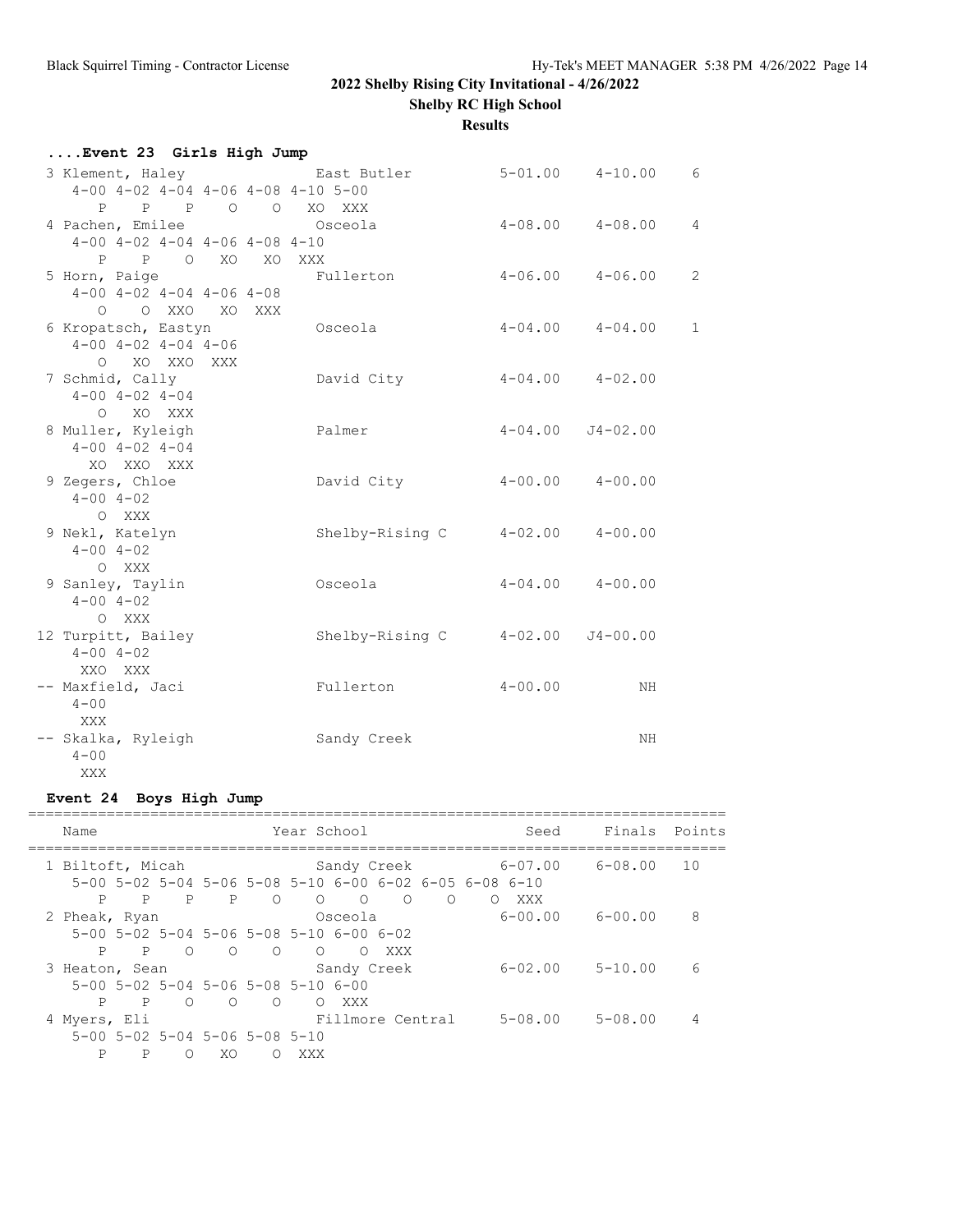2022 Shelby Rising City Invitational - 4/26/2022

Shelby RC High School

Results

### ....Event 23 Girls High Jump

```
 3 Klement, Haley              East Butler           5-01.00    4-10.00    6
    4-00 4-02 4-04 4-06 4-08 4-10 5-00
       P    P    P    O    O   XO  XXX
 4 Pachen, Emilee              Osceola               4-08.00    4-08.00    4
    4-00 4-02 4-04 4-06 4-08 4-10
       P    P    O   XO   XO  XXX
 5 Horn, Paige                 Fullerton             4-06.00    4-06.00    2
    4-00 4-02 4-04 4-06 4-08
       O    O  XXO   XO  XXX
 6 Kropatsch, Eastyn           Osceola               4-04.00    4-04.00    1
    4-00 4-02 4-04 4-06
       O   XO  XXO  XXX
 7 Schmid, Cally               David City            4-04.00    4-02.00
    4-00 4-02 4-04
       O   XO  XXX
 8 Muller, Kyleigh             Palmer                4-04.00   J4-02.00
    4-00 4-02 4-04
      XO  XXO  XXX
 9 Zegers, Chloe               David City            4-00.00    4-00.00
    4-00 4-02
       O  XXX
 9 Nekl, Katelyn               Shelby-Rising C       4-02.00    4-00.00
    4-00 4-02
       O  XXX
 9 Sanley, Taylin              Osceola               4-04.00    4-00.00
    4-00 4-02
       O  XXX
12 Turpitt, Bailey             Shelby-Rising C       4-02.00   J4-00.00
    4-00 4-02
     XXO  XXX
-- Maxfield, Jaci              Fullerton             4-00.00         NH
    4-00
     XXX
-- Skalka, Ryleigh             Sandy Creek                           NH
    4-00
     XXX
```

### Event 24 Boys High Jump

```
================================================================================
    Name                    Year School                  Seed     Finals  Points
================================================================================
  1 Biltoft, Micah               Sandy Creek          6-07.00    6-08.00   10
     5-00 5-02 5-04 5-06 5-08 5-10 6-00 6-02 6-05 6-08 6-10
        P    P    P    P    O    O    O    O    O    O  XXX
  2 Pheak, Ryan                  Osceola              6-00.00    6-00.00    8
     5-00 5-02 5-04 5-06 5-08 5-10 6-00 6-02
        P    P    O    O    O    O    O  XXX
  3 Heaton, Sean                 Sandy Creek          6-02.00    5-10.00    6
     5-00 5-02 5-04 5-06 5-08 5-10 6-00
        P    P    O    O    O    O  XXX
  4 Myers, Eli                   Fillmore Central     5-08.00    5-08.00    4
     5-00 5-02 5-04 5-06 5-08 5-10
        P    P    O   XO    O  XXX
```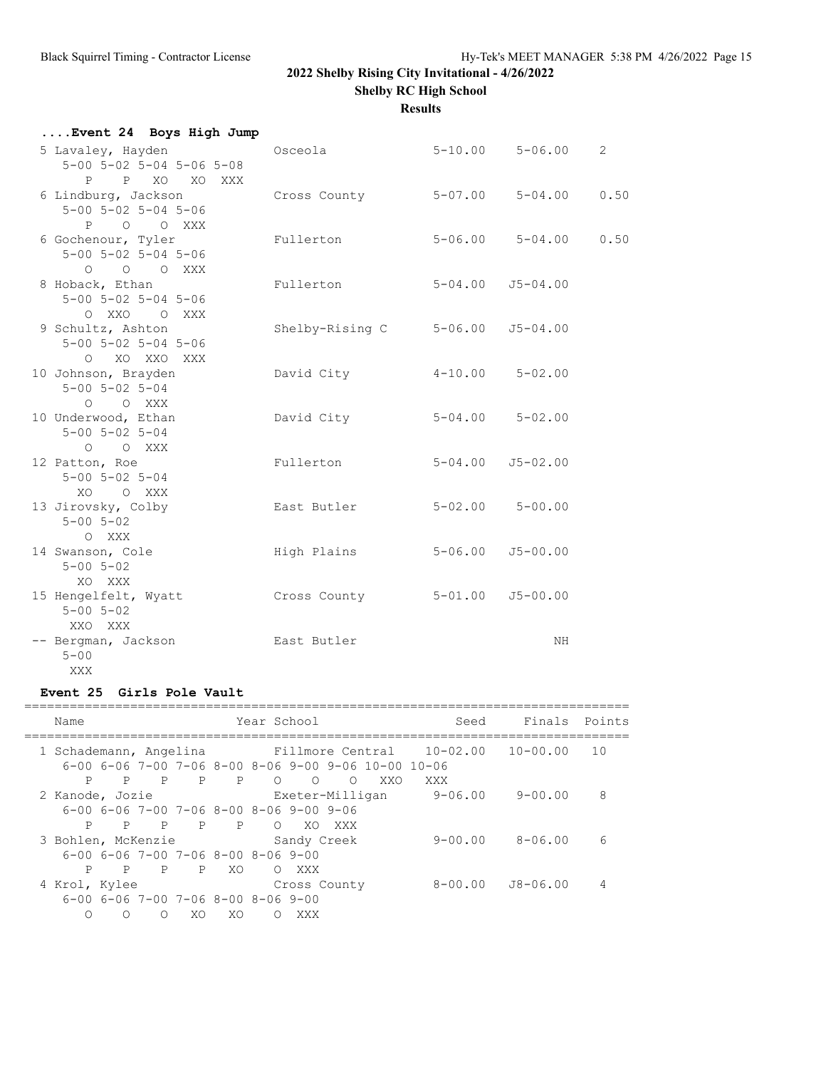## 2022 Shelby Rising City Invitational - 4/26/2022

**Shelby RC High School**

**Results**

### ....Event 24 Boys High Jump

```
 5 Lavaley, Hayden            Osceola               5-10.00    5-06.00    2
     5-00 5-02 5-04 5-06 5-08
        P    P   XO   XO  XXX
 6 Lindburg, Jackson          Cross County          5-07.00    5-04.00    0.50
     5-00 5-02 5-04 5-06
        P    O    O  XXX
 6 Gochenour, Tyler           Fullerton             5-06.00    5-04.00    0.50
     5-00 5-02 5-04 5-06
        O    O    O  XXX
 8 Hoback, Ethan              Fullerton             5-04.00   J5-04.00
     5-00 5-02 5-04 5-06
        O  XXO    O  XXX
 9 Schultz, Ashton            Shelby-Rising C       5-06.00   J5-04.00
     5-00 5-02 5-04 5-06
        O   XO  XXO  XXX
10 Johnson, Brayden           David City            4-10.00    5-02.00
     5-00 5-02 5-04
        O    O  XXX
10 Underwood, Ethan           David City            5-04.00    5-02.00
     5-00 5-02 5-04
        O    O  XXX
12 Patton, Roe                Fullerton             5-04.00   J5-02.00
     5-00 5-02 5-04
       XO    O  XXX
13 Jirovsky, Colby            East Butler           5-02.00    5-00.00
     5-00 5-02
        O  XXX
14 Swanson, Cole              High Plains           5-06.00   J5-00.00
     5-00 5-02
       XO  XXX
15 Hengelfelt, Wyatt          Cross County          5-01.00   J5-00.00
     5-00 5-02
      XXO  XXX
-- Bergman, Jackson           East Butler                           NH
     5-00
      XXX
```

### Event 25 Girls Pole Vault

```
================================================================================
    Name                    Year School                  Seed     Finals  Points
================================================================================
  1 Schademann, Angelina         Fillmore Central    10-02.00   10-00.00   10
     6-00 6-06 7-00 7-06 8-00 8-06 9-00 9-06 10-00 10-06
        P    P    P    P    P    O    O    O   XXO   XXX
  2 Kanode, Jozie                Exeter-Milligan      9-06.00    9-00.00    8
     6-00 6-06 7-00 7-06 8-00 8-06 9-00 9-06
        P    P    P    P    P    O   XO  XXX
  3 Bohlen, McKenzie             Sandy Creek          9-00.00    8-06.00    6
     6-00 6-06 7-00 7-06 8-00 8-06 9-00
        P    P    P    P   XO    O  XXX
  4 Krol, Kylee                  Cross County         8-00.00   J8-06.00    4
     6-00 6-06 7-00 7-06 8-00 8-06 9-00
        O    O    O   XO   XO    O  XXX
```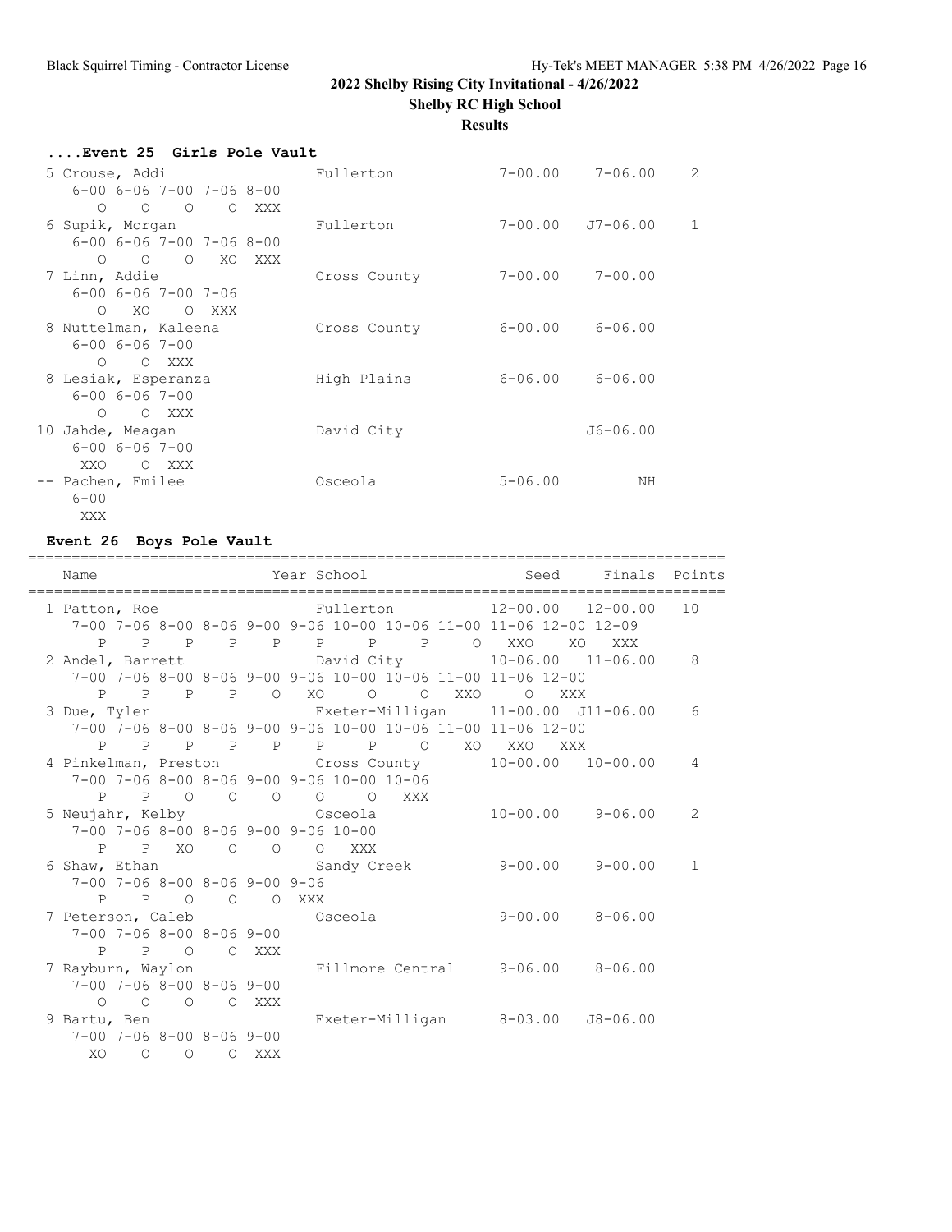## 2022 Shelby Rising City Invitational - 4/26/2022

**Shelby RC High School**

**Results**

### ....Event 25 Girls Pole Vault

```
  5 Crouse, Addi                 Fullerton          7-00.00    7-06.00    2
     6-00 6-06 7-00 7-06 8-00
       O    O    O    O  XXX
  6 Supik, Morgan                Fullerton          7-00.00   J7-06.00    1
     6-00 6-06 7-00 7-06 8-00
       O    O    O   XO  XXX
  7 Linn, Addie                  Cross County       7-00.00    7-00.00
     6-00 6-06 7-00 7-06
       O   XO    O  XXX
  8 Nuttelman, Kaleena           Cross County       6-00.00    6-06.00
     6-00 6-06 7-00
       O    O  XXX
  8 Lesiak, Esperanza            High Plains        6-06.00    6-06.00
     6-00 6-06 7-00
       O    O  XXX
 10 Jahde, Meagan                David City                   J6-06.00
     6-00 6-06 7-00
      XXO    O  XXX
 -- Pachen, Emilee               Osceola            5-06.00         NH
     6-00
      XXX
```

### Event 26 Boys Pole Vault

```
================================================================================
    Name                    Year School                 Seed     Finals  Points
================================================================================
  1 Patton, Roe                  Fullerton         12-00.00   12-00.00   10
     7-00 7-06 8-00 8-06 9-00 9-06 10-00 10-06 11-00 11-06 12-00 12-09
       P    P    P    P    P    P     P     P     O   XXO    XO   XXX
  2 Andel, Barrett               David City        10-06.00   11-06.00    8
     7-00 7-06 8-00 8-06 9-00 9-06 10-00 10-06 11-00 11-06 12-00
       P    P    P    P    O   XO     O     O   XXO     O   XXX
  3 Due, Tyler                   Exeter-Milligan   11-00.00  J11-06.00    6
     7-00 7-06 8-00 8-06 9-00 9-06 10-00 10-06 11-00 11-06 12-00
       P    P    P    P    P    P     P     O    XO   XXO   XXX
  4 Pinkelman, Preston           Cross County      10-00.00   10-00.00    4
     7-00 7-06 8-00 8-06 9-00 9-06 10-00 10-06
       P    P    O    O    O    O     O   XXX
  5 Neujahr, Kelby               Osceola           10-00.00    9-06.00    2
     7-00 7-06 8-00 8-06 9-00 9-06 10-00
       P    P   XO    O    O    O   XXX
  6 Shaw, Ethan                  Sandy Creek        9-00.00    9-00.00    1
     7-00 7-06 8-00 8-06 9-00 9-06
       P    P    O    O    O  XXX
  7 Peterson, Caleb              Osceola            9-00.00    8-06.00
     7-00 7-06 8-00 8-06 9-00
       P    P    O    O  XXX
  7 Rayburn, Waylon              Fillmore Central   9-06.00    8-06.00
     7-00 7-06 8-00 8-06 9-00
       O    O    O    O  XXX
  9 Bartu, Ben                   Exeter-Milligan    8-03.00   J8-06.00
     7-00 7-06 8-00 8-06 9-00
      XO    O    O    O  XXX
```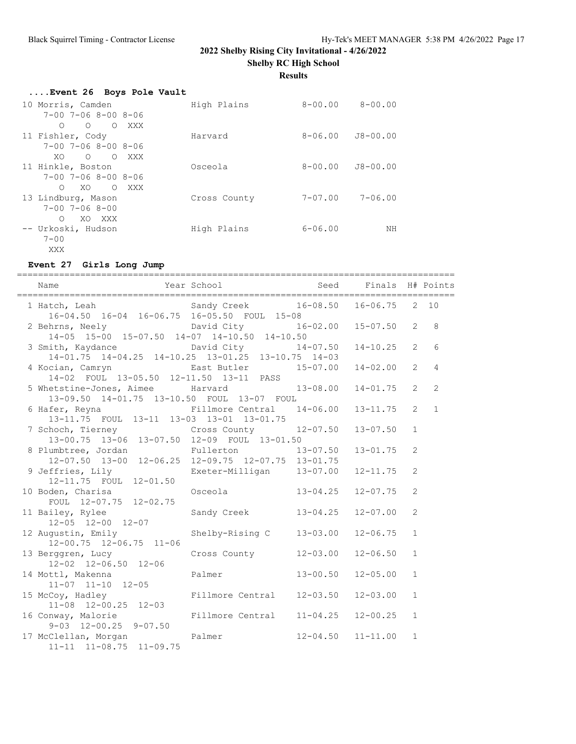## 2022 Shelby Rising City Invitational - 4/26/2022

**Shelby RC High School**

**Results**

### ....Event 26 Boys Pole Vault

| Place | Name | School | Seed | Finals |
|---|---|---|---|---|
| 10 | Morris, Camden | High Plains | 8-00.00 | 8-00.00 |
| | 7-00 7-06 8-00 8-06 | | | |
| | O O O XXX | | | |
| 11 | Fishler, Cody | Harvard | 8-06.00 | J8-00.00 |
| | 7-00 7-06 8-00 8-06 | | | |
| | XO O O XXX | | | |
| 11 | Hinkle, Boston | Osceola | 8-00.00 | J8-00.00 |
| | 7-00 7-06 8-00 8-06 | | | |
| | O XO O XXX | | | |
| 13 | Lindburg, Mason | Cross County | 7-07.00 | 7-06.00 |
| | 7-00 7-06 8-00 | | | |
| | O XO XXX | | | |
| -- | Urkoski, Hudson | High Plains | 6-06.00 | NH |
| | 7-00 | | | |
| | XXX | | | |

### Event 27 Girls Long Jump

| Place | Name | Year | School | Seed | Finals | H# | Points |
|---|---|---|---|---|---|---|---|
| 1 | Hatch, Leah | | Sandy Creek | 16-08.50 | 16-06.75 | 2 | 10 |
| | 16-04.50 16-04 16-06.75 16-05.50 FOUL 15-08 | | | | | | |
| 2 | Behrns, Neely | | David City | 16-02.00 | 15-07.50 | 2 | 8 |
| | 14-05 15-00 15-07.50 14-07 14-10.50 14-10.50 | | | | | | |
| 3 | Smith, Kaydance | | David City | 14-07.50 | 14-10.25 | 2 | 6 |
| | 14-01.75 14-04.25 14-10.25 13-01.25 13-10.75 14-03 | | | | | | |
| 4 | Kocian, Camryn | | East Butler | 15-07.00 | 14-02.00 | 2 | 4 |
| | 14-02 FOUL 13-05.50 12-11.50 13-11 PASS | | | | | | |
| 5 | Whetstine-Jones, Aimee | | Harvard | 13-08.00 | 14-01.75 | 2 | 2 |
| | 13-09.50 14-01.75 13-10.50 FOUL 13-07 FOUL | | | | | | |
| 6 | Hafer, Reyna | | Fillmore Central | 14-06.00 | 13-11.75 | 2 | 1 |
| | 13-11.75 FOUL 13-11 13-03 13-01 13-01.75 | | | | | | |
| 7 | Schoch, Tierney | | Cross County | 12-07.50 | 13-07.50 | 1 | |
| | 13-00.75 13-06 13-07.50 12-09 FOUL 13-01.50 | | | | | | |
| 8 | Plumbtree, Jordan | | Fullerton | 13-07.50 | 13-01.75 | 2 | |
| | 12-07.50 13-00 12-06.25 12-09.75 12-07.75 13-01.75 | | | | | | |
| 9 | Jeffries, Lily | | Exeter-Milligan | 13-07.00 | 12-11.75 | 2 | |
| | 12-11.75 FOUL 12-01.50 | | | | | | |
| 10 | Boden, Charisa | | Osceola | 13-04.25 | 12-07.75 | 2 | |
| | FOUL 12-07.75 12-02.75 | | | | | | |
| 11 | Bailey, Rylee | | Sandy Creek | 13-04.25 | 12-07.00 | 2 | |
| | 12-05 12-00 12-07 | | | | | | |
| 12 | Augustin, Emily | | Shelby-Rising C | 13-03.00 | 12-06.75 | 1 | |
| | 12-00.75 12-06.75 11-06 | | | | | | |
| 13 | Berggren, Lucy | | Cross County | 12-03.00 | 12-06.50 | 1 | |
| | 12-02 12-06.50 12-06 | | | | | | |
| 14 | Mottl, Makenna | | Palmer | 13-00.50 | 12-05.00 | 1 | |
| | 11-07 11-10 12-05 | | | | | | |
| 15 | McCoy, Hadley | | Fillmore Central | 12-03.50 | 12-03.00 | 1 | |
| | 11-08 12-00.25 12-03 | | | | | | |
| 16 | Conway, Malorie | | Fillmore Central | 11-04.25 | 12-00.25 | 1 | |
| | 9-03 12-00.25 9-07.50 | | | | | | |
| 17 | McClellan, Morgan | | Palmer | 12-04.50 | 11-11.00 | 1 | |
| | 11-11 11-08.75 11-09.75 | | | | | | |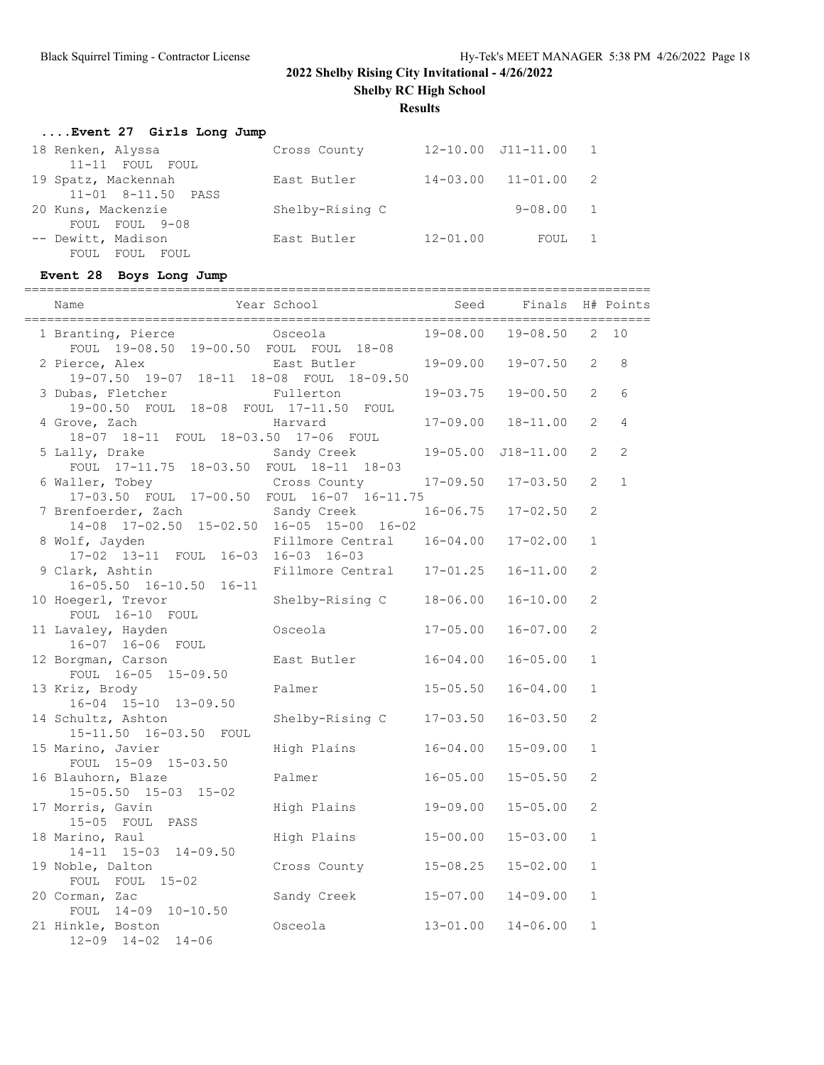## 2022 Shelby Rising City Invitational - 4/26/2022

**Shelby RC High School**

**Results**

### ....Event 27 Girls Long Jump

| Place | Name | Year | School | Seed | Finals | H# | Points |
|---|---|---|---|---|---|---|---|
| 18 | Renken, Alyssa | | Cross County | 12-10.00 | J11-11.00 | 1 | |
| | 11-11 FOUL FOUL | | | | | | |
| 19 | Spatz, Mackennah | | East Butler | 14-03.00 | 11-01.00 | 2 | |
| | 11-01 8-11.50 PASS | | | | | | |
| 20 | Kuns, Mackenzie | | Shelby-Rising C | | 9-08.00 | 1 | |
| | FOUL FOUL 9-08 | | | | | | |
| -- | Dewitt, Madison | | East Butler | 12-01.00 | FOUL | 1 | |
| | FOUL FOUL FOUL | | | | | | |

### Event 28 Boys Long Jump

| Place | Name | Year | School | Seed | Finals | H# | Points |
|---|---|---|---|---|---|---|---|
| 1 | Branting, Pierce | | Osceola | 19-08.00 | 19-08.50 | 2 | 10 |
| | FOUL 19-08.50 19-00.50 FOUL FOUL 18-08 | | | | | | |
| 2 | Pierce, Alex | | East Butler | 19-09.00 | 19-07.50 | 2 | 8 |
| | 19-07.50 19-07 18-11 18-08 FOUL 18-09.50 | | | | | | |
| 3 | Dubas, Fletcher | | Fullerton | 19-03.75 | 19-00.50 | 2 | 6 |
| | 19-00.50 FOUL 18-08 FOUL 17-11.50 FOUL | | | | | | |
| 4 | Grove, Zach | | Harvard | 17-09.00 | 18-11.00 | 2 | 4 |
| | 18-07 18-11 FOUL 18-03.50 17-06 FOUL | | | | | | |
| 5 | Lally, Drake | | Sandy Creek | 19-05.00 | J18-11.00 | 2 | 2 |
| | FOUL 17-11.75 18-03.50 FOUL 18-11 18-03 | | | | | | |
| 6 | Waller, Tobey | | Cross County | 17-09.50 | 17-03.50 | 2 | 1 |
| | 17-03.50 FOUL 17-00.50 FOUL 16-07 16-11.75 | | | | | | |
| 7 | Brenfoerder, Zach | | Sandy Creek | 16-06.75 | 17-02.50 | 2 | |
| | 14-08 17-02.50 15-02.50 16-05 15-00 16-02 | | | | | | |
| 8 | Wolf, Jayden | | Fillmore Central | 16-04.00 | 17-02.00 | 1 | |
| | 17-02 13-11 FOUL 16-03 16-03 16-03 | | | | | | |
| 9 | Clark, Ashtin | | Fillmore Central | 17-01.25 | 16-11.00 | 2 | |
| | 16-05.50 16-10.50 16-11 | | | | | | |
| 10 | Hoegerl, Trevor | | Shelby-Rising C | 18-06.00 | 16-10.00 | 2 | |
| | FOUL 16-10 FOUL | | | | | | |
| 11 | Lavaley, Hayden | | Osceola | 17-05.00 | 16-07.00 | 2 | |
| | 16-07 16-06 FOUL | | | | | | |
| 12 | Borgman, Carson | | East Butler | 16-04.00 | 16-05.00 | 1 | |
| | FOUL 16-05 15-09.50 | | | | | | |
| 13 | Kriz, Brody | | Palmer | 15-05.50 | 16-04.00 | 1 | |
| | 16-04 15-10 13-09.50 | | | | | | |
| 14 | Schultz, Ashton | | Shelby-Rising C | 17-03.50 | 16-03.50 | 2 | |
| | 15-11.50 16-03.50 FOUL | | | | | | |
| 15 | Marino, Javier | | High Plains | 16-04.00 | 15-09.00 | 1 | |
| | FOUL 15-09 15-03.50 | | | | | | |
| 16 | Blauhorn, Blaze | | Palmer | 16-05.00 | 15-05.50 | 2 | |
| | 15-05.50 15-03 15-02 | | | | | | |
| 17 | Morris, Gavin | | High Plains | 19-09.00 | 15-05.00 | 2 | |
| | 15-05 FOUL PASS | | | | | | |
| 18 | Marino, Raul | | High Plains | 15-00.00 | 15-03.00 | 1 | |
| | 14-11 15-03 14-09.50 | | | | | | |
| 19 | Noble, Dalton | | Cross County | 15-08.25 | 15-02.00 | 1 | |
| | FOUL FOUL 15-02 | | | | | | |
| 20 | Corman, Zac | | Sandy Creek | 15-07.00 | 14-09.00 | 1 | |
| | FOUL 14-09 10-10.50 | | | | | | |
| 21 | Hinkle, Boston | | Osceola | 13-01.00 | 14-06.00 | 1 | |
| | 12-09 14-02 14-06 | | | | | | |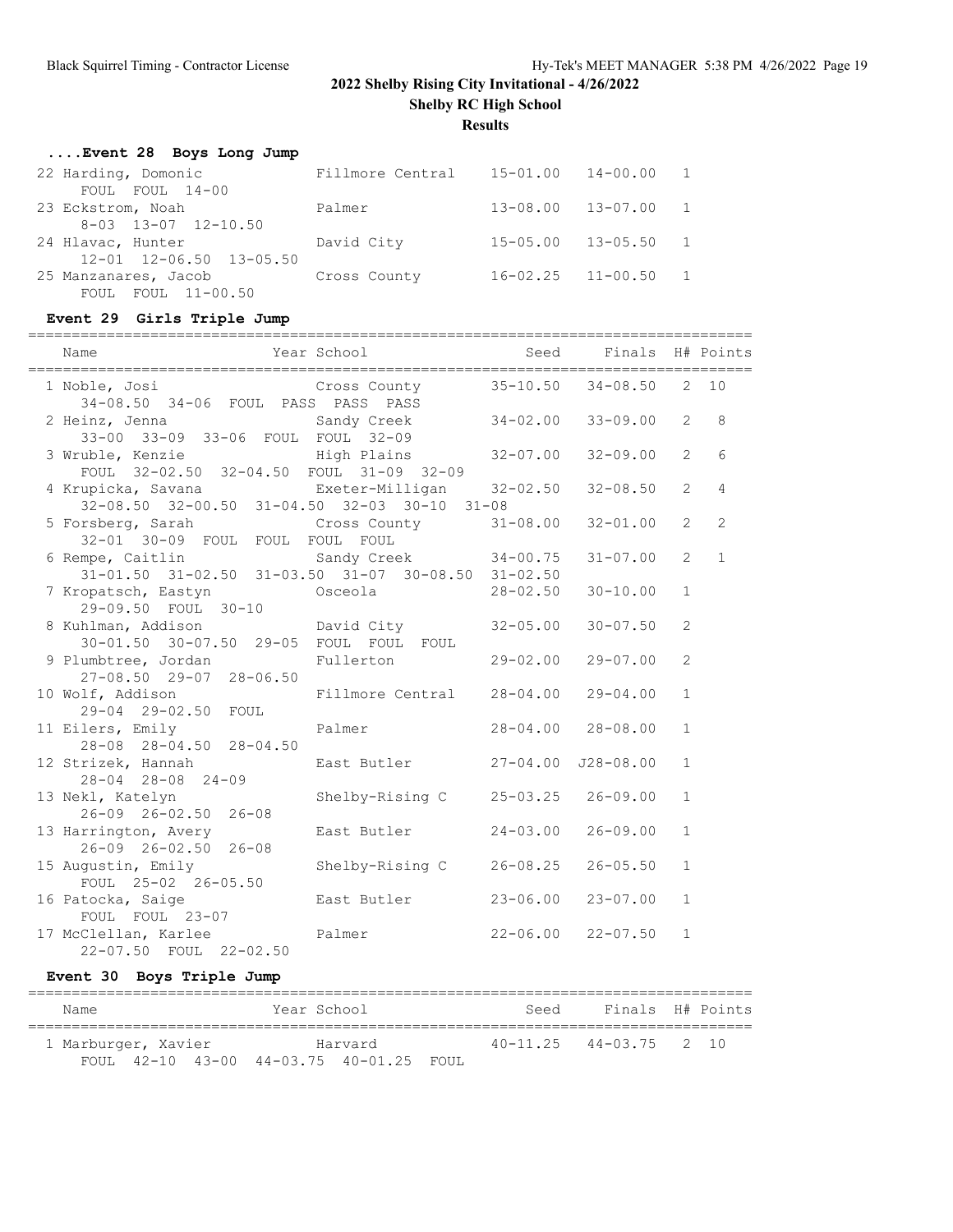# 2022 Shelby Rising City Invitational - 4/26/2022

**Shelby RC High School**

**Results**

### ....Event 28 Boys Long Jump

| Place | Name | Year | School | Seed | Finals | H# | Points |
|---|---|---|---|---|---|---|---|
| 22 | Harding, Domonic | | Fillmore Central | 15-01.00 | 14-00.00 | 1 | |
| | FOUL FOUL 14-00 | | | | | | |
| 23 | Eckstrom, Noah | | Palmer | 13-08.00 | 13-07.00 | 1 | |
| | 8-03 13-07 12-10.50 | | | | | | |
| 24 | Hlavac, Hunter | | David City | 15-05.00 | 13-05.50 | 1 | |
| | 12-01 12-06.50 13-05.50 | | | | | | |
| 25 | Manzanares, Jacob | | Cross County | 16-02.25 | 11-00.50 | 1 | |
| | FOUL FOUL 11-00.50 | | | | | | |

### Event 29 Girls Triple Jump

| Place | Name | Year | School | Seed | Finals | H# | Points |
|---|---|---|---|---|---|---|---|
| 1 | Noble, Josi | | Cross County | 35-10.50 | 34-08.50 | 2 | 10 |
| | 34-08.50 34-06 FOUL PASS PASS PASS | | | | | | |
| 2 | Heinz, Jenna | | Sandy Creek | 34-02.00 | 33-09.00 | 2 | 8 |
| | 33-00 33-09 33-06 FOUL FOUL 32-09 | | | | | | |
| 3 | Wruble, Kenzie | | High Plains | 32-07.00 | 32-09.00 | 2 | 6 |
| | FOUL 32-02.50 32-04.50 FOUL 31-09 32-09 | | | | | | |
| 4 | Krupicka, Savana | | Exeter-Milligan | 32-02.50 | 32-08.50 | 2 | 4 |
| | 32-08.50 32-00.50 31-04.50 32-03 30-10 31-08 | | | | | | |
| 5 | Forsberg, Sarah | | Cross County | 31-08.00 | 32-01.00 | 2 | 2 |
| | 32-01 30-09 FOUL FOUL FOUL FOUL | | | | | | |
| 6 | Rempe, Caitlin | | Sandy Creek | 34-00.75 | 31-07.00 | 2 | 1 |
| | 31-01.50 31-02.50 31-03.50 31-07 30-08.50 31-02.50 | | | | | | |
| 7 | Kropatsch, Eastyn | | Osceola | 28-02.50 | 30-10.00 | 1 | |
| | 29-09.50 FOUL 30-10 | | | | | | |
| 8 | Kuhlman, Addison | | David City | 32-05.00 | 30-07.50 | 2 | |
| | 30-01.50 30-07.50 29-05 FOUL FOUL FOUL | | | | | | |
| 9 | Plumbtree, Jordan | | Fullerton | 29-02.00 | 29-07.00 | 2 | |
| | 27-08.50 29-07 28-06.50 | | | | | | |
| 10 | Wolf, Addison | | Fillmore Central | 28-04.00 | 29-04.00 | 1 | |
| | 29-04 29-02.50 FOUL | | | | | | |
| 11 | Eilers, Emily | | Palmer | 28-04.00 | 28-08.00 | 1 | |
| | 28-08 28-04.50 28-04.50 | | | | | | |
| 12 | Strizek, Hannah | | East Butler | 27-04.00 | J28-08.00 | 1 | |
| | 28-04 28-08 24-09 | | | | | | |
| 13 | Nekl, Katelyn | | Shelby-Rising C | 25-03.25 | 26-09.00 | 1 | |
| | 26-09 26-02.50 26-08 | | | | | | |
| 13 | Harrington, Avery | | East Butler | 24-03.00 | 26-09.00 | 1 | |
| | 26-09 26-02.50 26-08 | | | | | | |
| 15 | Augustin, Emily | | Shelby-Rising C | 26-08.25 | 26-05.50 | 1 | |
| | FOUL 25-02 26-05.50 | | | | | | |
| 16 | Patocka, Saige | | East Butler | 23-06.00 | 23-07.00 | 1 | |
| | FOUL FOUL 23-07 | | | | | | |
| 17 | McClellan, Karlee | | Palmer | 22-06.00 | 22-07.50 | 1 | |
| | 22-07.50 FOUL 22-02.50 | | | | | | |

### Event 30 Boys Triple Jump

| Place | Name | Year | School | Seed | Finals | H# | Points |
|---|---|---|---|---|---|---|---|
| 1 | Marburger, Xavier | | Harvard | 40-11.25 | 44-03.75 | 2 | 10 |
| | FOUL 42-10 43-00 44-03.75 40-01.25 FOUL | | | | | | |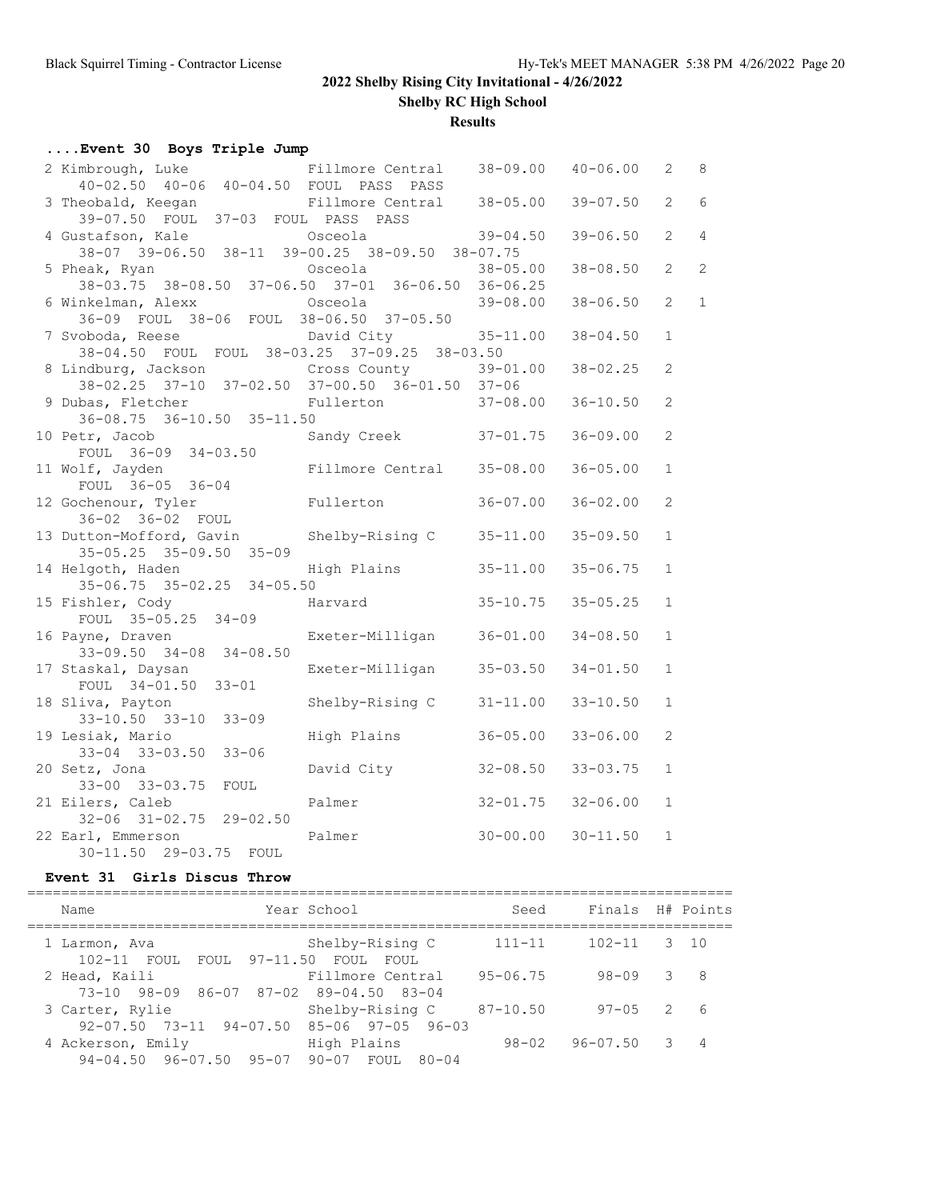## 2022 Shelby Rising City Invitational - 4/26/2022

**Shelby RC High School**

**Results**

### ....Event 30 Boys Triple Jump

| Place | Name | School | Seed | Finals | H# | Points |
|---|---|---|---|---|---|---|
| 2 | Kimbrough, Luke | Fillmore Central | 38-09.00 | 40-06.00 | 2 | 8 |
| | 40-02.50 40-06 40-04.50 FOUL PASS PASS | | | | | |
| 3 | Theobald, Keegan | Fillmore Central | 38-05.00 | 39-07.50 | 2 | 6 |
| | 39-07.50 FOUL 37-03 FOUL PASS PASS | | | | | |
| 4 | Gustafson, Kale | Osceola | 39-04.50 | 39-06.50 | 2 | 4 |
| | 38-07 39-06.50 38-11 39-00.25 38-09.50 38-07.75 | | | | | |
| 5 | Pheak, Ryan | Osceola | 38-05.00 | 38-08.50 | 2 | 2 |
| | 38-03.75 38-08.50 37-06.50 37-01 36-06.50 36-06.25 | | | | | |
| 6 | Winkelman, Alexx | Osceola | 39-08.00 | 38-06.50 | 2 | 1 |
| | 36-09 FOUL 38-06 FOUL 38-06.50 37-05.50 | | | | | |
| 7 | Svoboda, Reese | David City | 35-11.00 | 38-04.50 | 1 | |
| | 38-04.50 FOUL FOUL 38-03.25 37-09.25 38-03.50 | | | | | |
| 8 | Lindburg, Jackson | Cross County | 39-01.00 | 38-02.25 | 2 | |
| | 38-02.25 37-10 37-02.50 37-00.50 36-01.50 37-06 | | | | | |
| 9 | Dubas, Fletcher | Fullerton | 37-08.00 | 36-10.50 | 2 | |
| | 36-08.75 36-10.50 35-11.50 | | | | | |
| 10 | Petr, Jacob | Sandy Creek | 37-01.75 | 36-09.00 | 2 | |
| | FOUL 36-09 34-03.50 | | | | | |
| 11 | Wolf, Jayden | Fillmore Central | 35-08.00 | 36-05.00 | 1 | |
| | FOUL 36-05 36-04 | | | | | |
| 12 | Gochenour, Tyler | Fullerton | 36-07.00 | 36-02.00 | 2 | |
| | 36-02 36-02 FOUL | | | | | |
| 13 | Dutton-Mofford, Gavin | Shelby-Rising C | 35-11.00 | 35-09.50 | 1 | |
| | 35-05.25 35-09.50 35-09 | | | | | |
| 14 | Helgoth, Haden | High Plains | 35-11.00 | 35-06.75 | 1 | |
| | 35-06.75 35-02.25 34-05.50 | | | | | |
| 15 | Fishler, Cody | Harvard | 35-10.75 | 35-05.25 | 1 | |
| | FOUL 35-05.25 34-09 | | | | | |
| 16 | Payne, Draven | Exeter-Milligan | 36-01.00 | 34-08.50 | 1 | |
| | 33-09.50 34-08 34-08.50 | | | | | |
| 17 | Staskal, Daysan | Exeter-Milligan | 35-03.50 | 34-01.50 | 1 | |
| | FOUL 34-01.50 33-01 | | | | | |
| 18 | Sliva, Payton | Shelby-Rising C | 31-11.00 | 33-10.50 | 1 | |
| | 33-10.50 33-10 33-09 | | | | | |
| 19 | Lesiak, Mario | High Plains | 36-05.00 | 33-06.00 | 2 | |
| | 33-04 33-03.50 33-06 | | | | | |
| 20 | Setz, Jona | David City | 32-08.50 | 33-03.75 | 1 | |
| | 33-00 33-03.75 FOUL | | | | | |
| 21 | Eilers, Caleb | Palmer | 32-01.75 | 32-06.00 | 1 | |
| | 32-06 31-02.75 29-02.50 | | | | | |
| 22 | Earl, Emmerson | Palmer | 30-00.00 | 30-11.50 | 1 | |
| | 30-11.50 29-03.75 FOUL | | | | | |

### Event 31 Girls Discus Throw

| Place | Name | Year School | Seed | Finals | H# | Points |
|---|---|---|---|---|---|---|
| 1 | Larmon, Ava | Shelby-Rising C | 111-11 | 102-11 | 3 | 10 |
| | 102-11 FOUL FOUL 97-11.50 FOUL FOUL | | | | | |
| 2 | Head, Kaili | Fillmore Central | 95-06.75 | 98-09 | 3 | 8 |
| | 73-10 98-09 86-07 87-02 89-04.50 83-04 | | | | | |
| 3 | Carter, Rylie | Shelby-Rising C | 87-10.50 | 97-05 | 2 | 6 |
| | 92-07.50 73-11 94-07.50 85-06 97-05 96-03 | | | | | |
| 4 | Ackerson, Emily | High Plains | 98-02 | 96-07.50 | 3 | 4 |
| | 94-04.50 96-07.50 95-07 90-07 FOUL 80-04 | | | | | |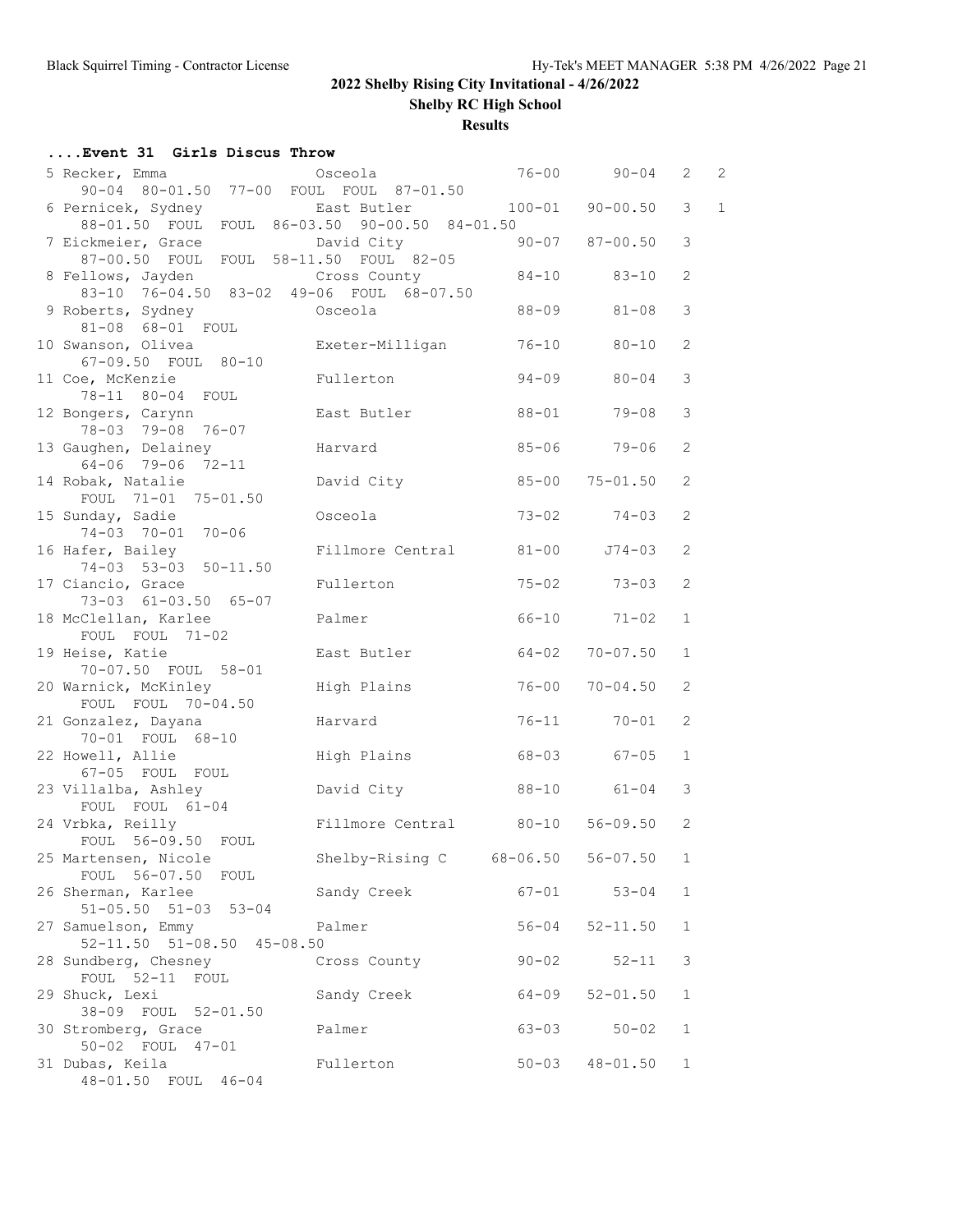# 2022 Shelby Rising City Invitational - 4/26/2022

## Shelby RC High School

### Results

**....Event 31 Girls Discus Throw**

| Place | Name | School | Seed | Finals | H# | Points |
|---|---|---|---|---|---|---|
| 5 | Recker, Emma | Osceola | 76-00 | 90-04 | 2 | 2 |
| | 90-04 80-01.50 77-00 FOUL FOUL 87-01.50 | | | | | |
| 6 | Pernicek, Sydney | East Butler | 100-01 | 90-00.50 | 3 | 1 |
| | 88-01.50 FOUL FOUL 86-03.50 90-00.50 84-01.50 | | | | | |
| 7 | Eickmeier, Grace | David City | 90-07 | 87-00.50 | 3 | |
| | 87-00.50 FOUL FOUL 58-11.50 FOUL 82-05 | | | | | |
| 8 | Fellows, Jayden | Cross County | 84-10 | 83-10 | 2 | |
| | 83-10 76-04.50 83-02 49-06 FOUL 68-07.50 | | | | | |
| 9 | Roberts, Sydney | Osceola | 88-09 | 81-08 | 3 | |
| | 81-08 68-01 FOUL | | | | | |
| 10 | Swanson, Olivea | Exeter-Milligan | 76-10 | 80-10 | 2 | |
| | 67-09.50 FOUL 80-10 | | | | | |
| 11 | Coe, McKenzie | Fullerton | 94-09 | 80-04 | 3 | |
| | 78-11 80-04 FOUL | | | | | |
| 12 | Bongers, Carynn | East Butler | 88-01 | 79-08 | 3 | |
| | 78-03 79-08 76-07 | | | | | |
| 13 | Gaughen, Delainey | Harvard | 85-06 | 79-06 | 2 | |
| | 64-06 79-06 72-11 | | | | | |
| 14 | Robak, Natalie | David City | 85-00 | 75-01.50 | 2 | |
| | FOUL 71-01 75-01.50 | | | | | |
| 15 | Sunday, Sadie | Osceola | 73-02 | 74-03 | 2 | |
| | 74-03 70-01 70-06 | | | | | |
| 16 | Hafer, Bailey | Fillmore Central | 81-00 | J74-03 | 2 | |
| | 74-03 53-03 50-11.50 | | | | | |
| 17 | Ciancio, Grace | Fullerton | 75-02 | 73-03 | 2 | |
| | 73-03 61-03.50 65-07 | | | | | |
| 18 | McClellan, Karlee | Palmer | 66-10 | 71-02 | 1 | |
| | FOUL FOUL 71-02 | | | | | |
| 19 | Heise, Katie | East Butler | 64-02 | 70-07.50 | 1 | |
| | 70-07.50 FOUL 58-01 | | | | | |
| 20 | Warnick, McKinley | High Plains | 76-00 | 70-04.50 | 2 | |
| | FOUL FOUL 70-04.50 | | | | | |
| 21 | Gonzalez, Dayana | Harvard | 76-11 | 70-01 | 2 | |
| | 70-01 FOUL 68-10 | | | | | |
| 22 | Howell, Allie | High Plains | 68-03 | 67-05 | 1 | |
| | 67-05 FOUL FOUL | | | | | |
| 23 | Villalba, Ashley | David City | 88-10 | 61-04 | 3 | |
| | FOUL FOUL 61-04 | | | | | |
| 24 | Vrbka, Reilly | Fillmore Central | 80-10 | 56-09.50 | 2 | |
| | FOUL 56-09.50 FOUL | | | | | |
| 25 | Martensen, Nicole | Shelby-Rising C | 68-06.50 | 56-07.50 | 1 | |
| | FOUL 56-07.50 FOUL | | | | | |
| 26 | Sherman, Karlee | Sandy Creek | 67-01 | 53-04 | 1 | |
| | 51-05.50 51-03 53-04 | | | | | |
| 27 | Samuelson, Emmy | Palmer | 56-04 | 52-11.50 | 1 | |
| | 52-11.50 51-08.50 45-08.50 | | | | | |
| 28 | Sundberg, Chesney | Cross County | 90-02 | 52-11 | 3 | |
| | FOUL 52-11 FOUL | | | | | |
| 29 | Shuck, Lexi | Sandy Creek | 64-09 | 52-01.50 | 1 | |
| | 38-09 FOUL 52-01.50 | | | | | |
| 30 | Stromberg, Grace | Palmer | 63-03 | 50-02 | 1 | |
| | 50-02 FOUL 47-01 | | | | | |
| 31 | Dubas, Keila | Fullerton | 50-03 | 48-01.50 | 1 | |
| | 48-01.50 FOUL 46-04 | | | | | |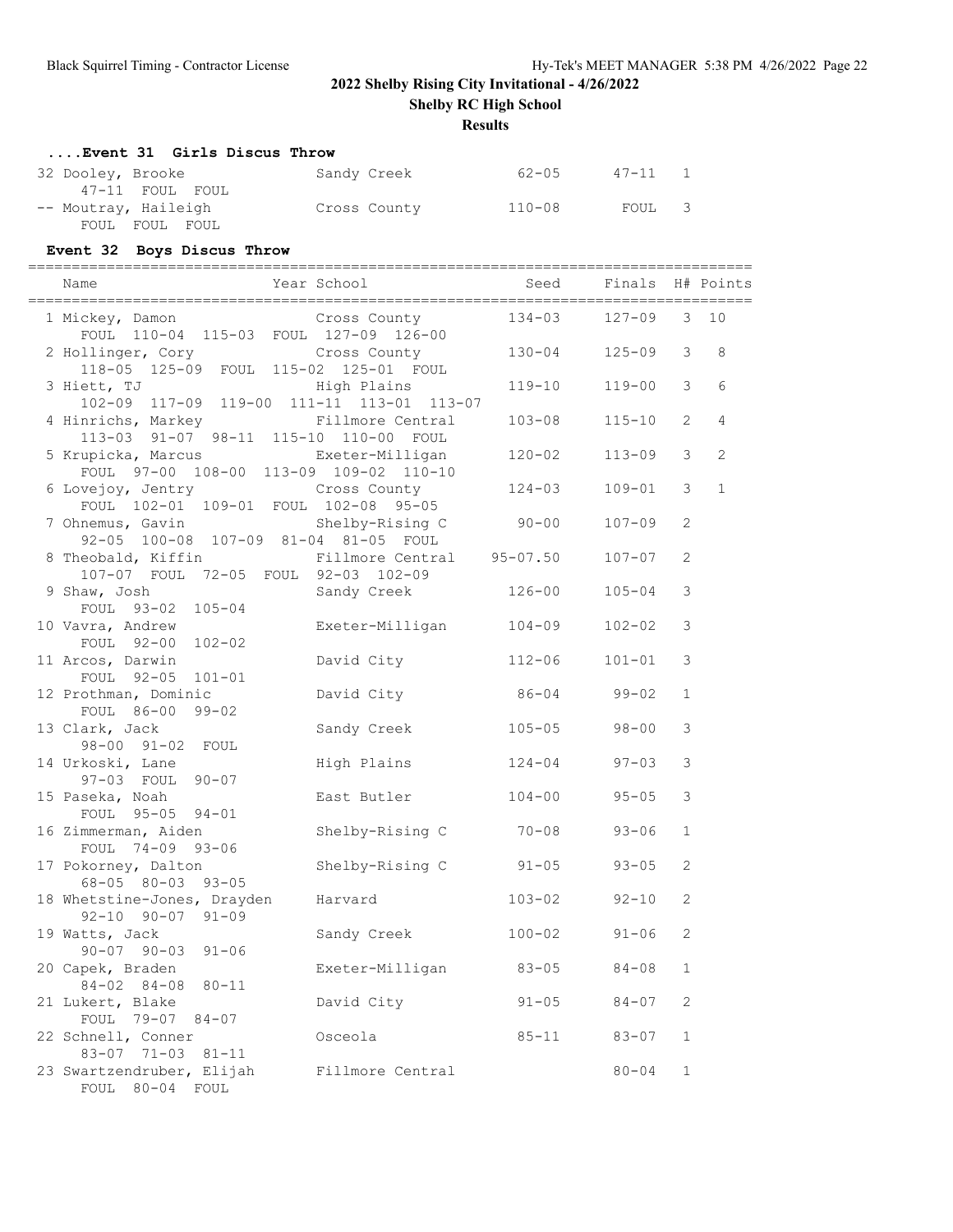# 2022 Shelby Rising City Invitational - 4/26/2022

**Shelby RC High School**

**Results**

### ....Event 31 Girls Discus Throw

| Name | School | Seed | Finals | H# |
|---|---|---|---|---|
| 32 Dooley, Brooke | Sandy Creek | 62-05 | 47-11 | 1 |
| 47-11 FOUL FOUL | | | | |
| -- Moutray, Haileigh | Cross County | 110-08 | FOUL | 3 |
| FOUL FOUL FOUL | | | | |

### Event 32 Boys Discus Throw

| Name | Year School | Seed | Finals | H# | Points |
|---|---|---|---|---|---|
| 1 Mickey, Damon | Cross County | 134-03 | 127-09 | 3 | 10 |
| FOUL 110-04 115-03 FOUL 127-09 126-00 | | | | | |
| 2 Hollinger, Cory | Cross County | 130-04 | 125-09 | 3 | 8 |
| 118-05 125-09 FOUL 115-02 125-01 FOUL | | | | | |
| 3 Hiett, TJ | High Plains | 119-10 | 119-00 | 3 | 6 |
| 102-09 117-09 119-00 111-11 113-01 113-07 | | | | | |
| 4 Hinrichs, Markey | Fillmore Central | 103-08 | 115-10 | 2 | 4 |
| 113-03 91-07 98-11 115-10 110-00 FOUL | | | | | |
| 5 Krupicka, Marcus | Exeter-Milligan | 120-02 | 113-09 | 3 | 2 |
| FOUL 97-00 108-00 113-09 109-02 110-10 | | | | | |
| 6 Lovejoy, Jentry | Cross County | 124-03 | 109-01 | 3 | 1 |
| FOUL 102-01 109-01 FOUL 102-08 95-05 | | | | | |
| 7 Ohnemus, Gavin | Shelby-Rising C | 90-00 | 107-09 | 2 | |
| 92-05 100-08 107-09 81-04 81-05 FOUL | | | | | |
| 8 Theobald, Kiffin | Fillmore Central | 95-07.50 | 107-07 | 2 | |
| 107-07 FOUL 72-05 FOUL 92-03 102-09 | | | | | |
| 9 Shaw, Josh | Sandy Creek | 126-00 | 105-04 | 3 | |
| FOUL 93-02 105-04 | | | | | |
| 10 Vavra, Andrew | Exeter-Milligan | 104-09 | 102-02 | 3 | |
| FOUL 92-00 102-02 | | | | | |
| 11 Arcos, Darwin | David City | 112-06 | 101-01 | 3 | |
| FOUL 92-05 101-01 | | | | | |
| 12 Prothman, Dominic | David City | 86-04 | 99-02 | 1 | |
| FOUL 86-00 99-02 | | | | | |
| 13 Clark, Jack | Sandy Creek | 105-05 | 98-00 | 3 | |
| 98-00 91-02 FOUL | | | | | |
| 14 Urkoski, Lane | High Plains | 124-04 | 97-03 | 3 | |
| 97-03 FOUL 90-07 | | | | | |
| 15 Paseka, Noah | East Butler | 104-00 | 95-05 | 3 | |
| FOUL 95-05 94-01 | | | | | |
| 16 Zimmerman, Aiden | Shelby-Rising C | 70-08 | 93-06 | 1 | |
| FOUL 74-09 93-06 | | | | | |
| 17 Pokorney, Dalton | Shelby-Rising C | 91-05 | 93-05 | 2 | |
| 68-05 80-03 93-05 | | | | | |
| 18 Whetstine-Jones, Drayden | Harvard | 103-02 | 92-10 | 2 | |
| 92-10 90-07 91-09 | | | | | |
| 19 Watts, Jack | Sandy Creek | 100-02 | 91-06 | 2 | |
| 90-07 90-03 91-06 | | | | | |
| 20 Capek, Braden | Exeter-Milligan | 83-05 | 84-08 | 1 | |
| 84-02 84-08 80-11 | | | | | |
| 21 Lukert, Blake | David City | 91-05 | 84-07 | 2 | |
| FOUL 79-07 84-07 | | | | | |
| 22 Schnell, Conner | Osceola | 85-11 | 83-07 | 1 | |
| 83-07 71-03 81-11 | | | | | |
| 23 Swartzendruber, Elijah | Fillmore Central | | 80-04 | 1 | |
| FOUL 80-04 FOUL | | | | | |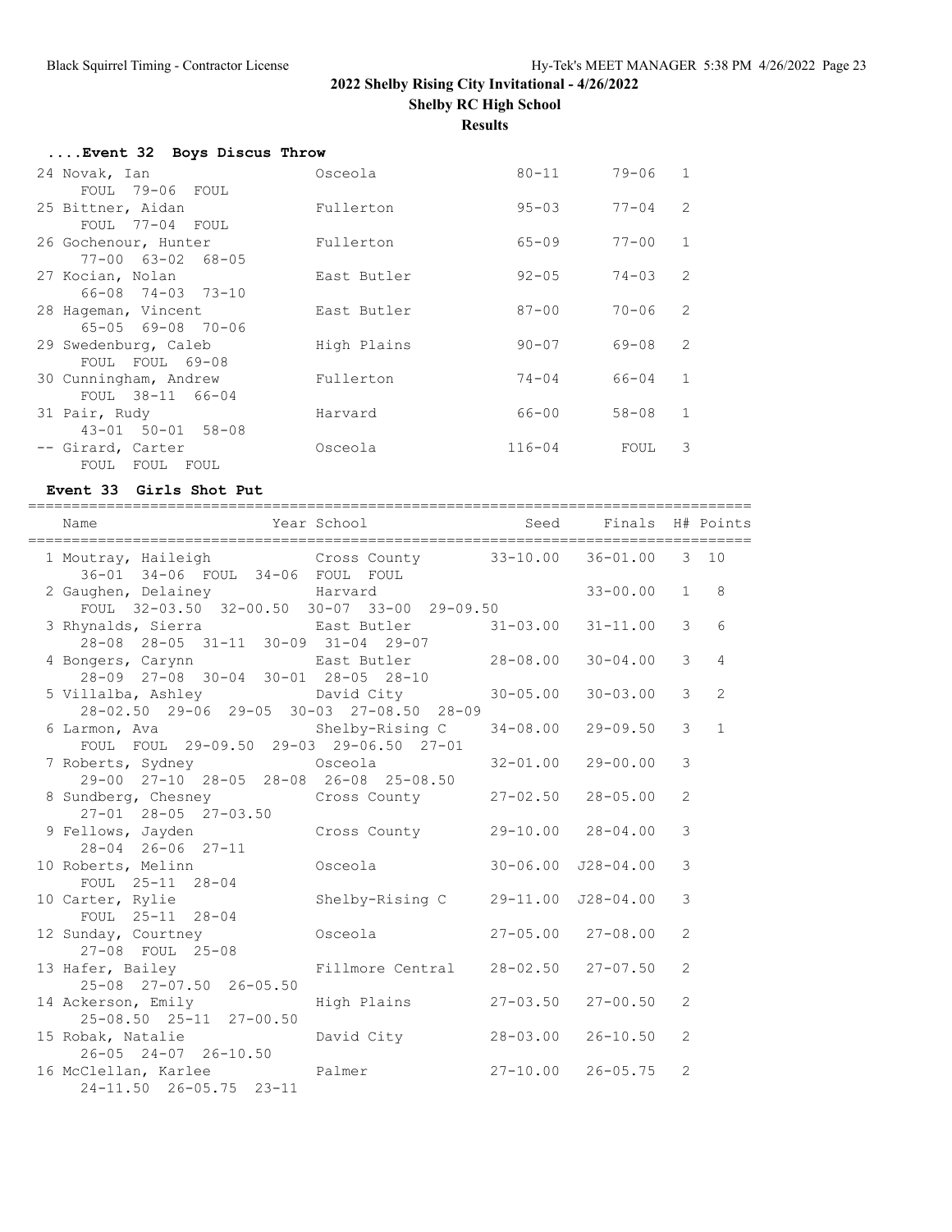# 2022 Shelby Rising City Invitational - 4/26/2022

## Shelby RC High School

### Results

#### ....Event 32 Boys Discus Throw

| Place | Name | School | Seed | Finals | H# |
|---|---|---|---|---|---|
| 24 | Novak, Ian | Osceola | 80-11 | 79-06 | 1 |
| | FOUL 79-06 FOUL | | | | |
| 25 | Bittner, Aidan | Fullerton | 95-03 | 77-04 | 2 |
| | FOUL 77-04 FOUL | | | | |
| 26 | Gochenour, Hunter | Fullerton | 65-09 | 77-00 | 1 |
| | 77-00 63-02 68-05 | | | | |
| 27 | Kocian, Nolan | East Butler | 92-05 | 74-03 | 2 |
| | 66-08 74-03 73-10 | | | | |
| 28 | Hageman, Vincent | East Butler | 87-00 | 70-06 | 2 |
| | 65-05 69-08 70-06 | | | | |
| 29 | Swedenburg, Caleb | High Plains | 90-07 | 69-08 | 2 |
| | FOUL FOUL 69-08 | | | | |
| 30 | Cunningham, Andrew | Fullerton | 74-04 | 66-04 | 1 |
| | FOUL 38-11 66-04 | | | | |
| 31 | Pair, Rudy | Harvard | 66-00 | 58-08 | 1 |
| | 43-01 50-01 58-08 | | | | |
| -- | Girard, Carter | Osceola | 116-04 | FOUL | 3 |
| | FOUL FOUL FOUL | | | | |

#### Event 33 Girls Shot Put

| Place | Name | Year School | Seed | Finals | H# | Points |
|---|---|---|---|---|---|---|
| 1 | Moutray, Haileigh | Cross County | 33-10.00 | 36-01.00 | 3 | 10 |
| | 36-01 34-06 FOUL 34-06 FOUL FOUL | | | | | |
| 2 | Gaughen, Delainey | Harvard | | 33-00.00 | 1 | 8 |
| | FOUL 32-03.50 32-00.50 30-07 33-00 29-09.50 | | | | | |
| 3 | Rhynalds, Sierra | East Butler | 31-03.00 | 31-11.00 | 3 | 6 |
| | 28-08 28-05 31-11 30-09 31-04 29-07 | | | | | |
| 4 | Bongers, Carynn | East Butler | 28-08.00 | 30-04.00 | 3 | 4 |
| | 28-09 27-08 30-04 30-01 28-05 28-10 | | | | | |
| 5 | Villalba, Ashley | David City | 30-05.00 | 30-03.00 | 3 | 2 |
| | 28-02.50 29-06 29-05 30-03 27-08.50 28-09 | | | | | |
| 6 | Larmon, Ava | Shelby-Rising C | 34-08.00 | 29-09.50 | 3 | 1 |
| | FOUL FOUL 29-09.50 29-03 29-06.50 27-01 | | | | | |
| 7 | Roberts, Sydney | Osceola | 32-01.00 | 29-00.00 | 3 | |
| | 29-00 27-10 28-05 28-08 26-08 25-08.50 | | | | | |
| 8 | Sundberg, Chesney | Cross County | 27-02.50 | 28-05.00 | 2 | |
| | 27-01 28-05 27-03.50 | | | | | |
| 9 | Fellows, Jayden | Cross County | 29-10.00 | 28-04.00 | 3 | |
| | 28-04 26-06 27-11 | | | | | |
| 10 | Roberts, Melinn | Osceola | 30-06.00 | J28-04.00 | 3 | |
| | FOUL 25-11 28-04 | | | | | |
| 10 | Carter, Rylie | Shelby-Rising C | 29-11.00 | J28-04.00 | 3 | |
| | FOUL 25-11 28-04 | | | | | |
| 12 | Sunday, Courtney | Osceola | 27-05.00 | 27-08.00 | 2 | |
| | 27-08 FOUL 25-08 | | | | | |
| 13 | Hafer, Bailey | Fillmore Central | 28-02.50 | 27-07.50 | 2 | |
| | 25-08 27-07.50 26-05.50 | | | | | |
| 14 | Ackerson, Emily | High Plains | 27-03.50 | 27-00.50 | 2 | |
| | 25-08.50 25-11 27-00.50 | | | | | |
| 15 | Robak, Natalie | David City | 28-03.00 | 26-10.50 | 2 | |
| | 26-05 24-07 26-10.50 | | | | | |
| 16 | McClellan, Karlee | Palmer | 27-10.00 | 26-05.75 | 2 | |
| | 24-11.50 26-05.75 23-11 | | | | | |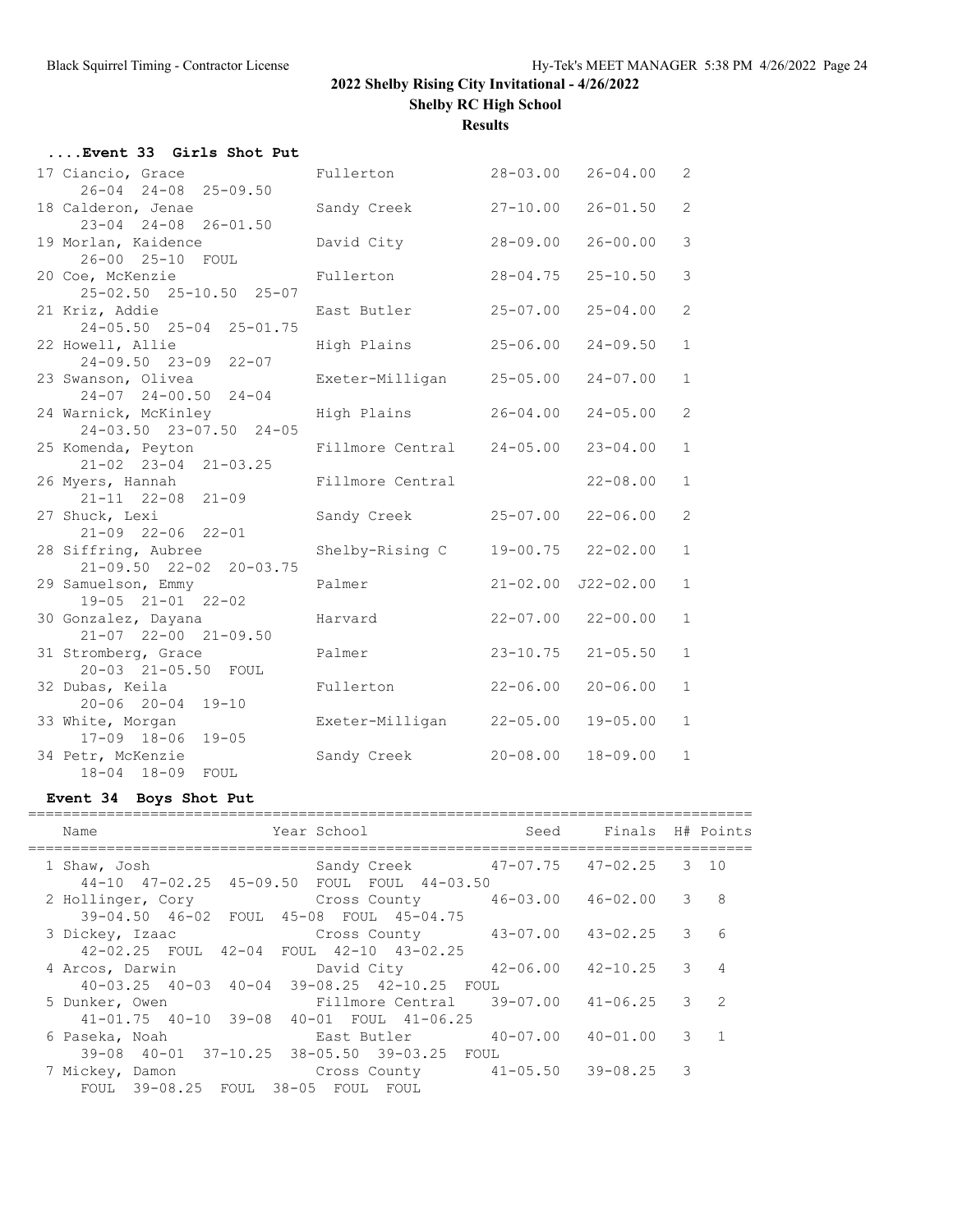# 2022 Shelby Rising City Invitational - 4/26/2022

## Shelby RC High School

### Results

#### ....Event 33 Girls Shot Put

| Place | Name | School | Seed | Finals | H# |
|---|---|---|---|---|---|
| 17 | Ciancio, Grace | Fullerton | 28-03.00 | 26-04.00 | 2 |
| | 26-04 24-08 25-09.50 | | | | |
| 18 | Calderon, Jenae | Sandy Creek | 27-10.00 | 26-01.50 | 2 |
| | 23-04 24-08 26-01.50 | | | | |
| 19 | Morlan, Kaidence | David City | 28-09.00 | 26-00.00 | 3 |
| | 26-00 25-10 FOUL | | | | |
| 20 | Coe, McKenzie | Fullerton | 28-04.75 | 25-10.50 | 3 |
| | 25-02.50 25-10.50 25-07 | | | | |
| 21 | Kriz, Addie | East Butler | 25-07.00 | 25-04.00 | 2 |
| | 24-05.50 25-04 25-01.75 | | | | |
| 22 | Howell, Allie | High Plains | 25-06.00 | 24-09.50 | 1 |
| | 24-09.50 23-09 22-07 | | | | |
| 23 | Swanson, Olivea | Exeter-Milligan | 25-05.00 | 24-07.00 | 1 |
| | 24-07 24-00.50 24-04 | | | | |
| 24 | Warnick, McKinley | High Plains | 26-04.00 | 24-05.00 | 2 |
| | 24-03.50 23-07.50 24-05 | | | | |
| 25 | Komenda, Peyton | Fillmore Central | 24-05.00 | 23-04.00 | 1 |
| | 21-02 23-04 21-03.25 | | | | |
| 26 | Myers, Hannah | Fillmore Central | | 22-08.00 | 1 |
| | 21-11 22-08 21-09 | | | | |
| 27 | Shuck, Lexi | Sandy Creek | 25-07.00 | 22-06.00 | 2 |
| | 21-09 22-06 22-01 | | | | |
| 28 | Siffring, Aubree | Shelby-Rising C | 19-00.75 | 22-02.00 | 1 |
| | 21-09.50 22-02 20-03.75 | | | | |
| 29 | Samuelson, Emmy | Palmer | 21-02.00 | J22-02.00 | 1 |
| | 19-05 21-01 22-02 | | | | |
| 30 | Gonzalez, Dayana | Harvard | 22-07.00 | 22-00.00 | 1 |
| | 21-07 22-00 21-09.50 | | | | |
| 31 | Stromberg, Grace | Palmer | 23-10.75 | 21-05.50 | 1 |
| | 20-03 21-05.50 FOUL | | | | |
| 32 | Dubas, Keila | Fullerton | 22-06.00 | 20-06.00 | 1 |
| | 20-06 20-04 19-10 | | | | |
| 33 | White, Morgan | Exeter-Milligan | 22-05.00 | 19-05.00 | 1 |
| | 17-09 18-06 19-05 | | | | |
| 34 | Petr, McKenzie | Sandy Creek | 20-08.00 | 18-09.00 | 1 |
| | 18-04 18-09 FOUL | | | | |

#### Event 34 Boys Shot Put

| Place | Name | Year | School | Seed | Finals | H# | Points |
|---|---|---|---|---|---|---|---|
| 1 | Shaw, Josh | | Sandy Creek | 47-07.75 | 47-02.25 | 3 | 10 |
| | 44-10 47-02.25 45-09.50 FOUL FOUL 44-03.50 | | | | | | |
| 2 | Hollinger, Cory | | Cross County | 46-03.00 | 46-02.00 | 3 | 8 |
| | 39-04.50 46-02 FOUL 45-08 FOUL 45-04.75 | | | | | | |
| 3 | Dickey, Izaac | | Cross County | 43-07.00 | 43-02.25 | 3 | 6 |
| | 42-02.25 FOUL 42-04 FOUL 42-10 43-02.25 | | | | | | |
| 4 | Arcos, Darwin | | David City | 42-06.00 | 42-10.25 | 3 | 4 |
| | 40-03.25 40-03 40-04 39-08.25 42-10.25 FOUL | | | | | | |
| 5 | Dunker, Owen | | Fillmore Central | 39-07.00 | 41-06.25 | 3 | 2 |
| | 41-01.75 40-10 39-08 40-01 FOUL 41-06.25 | | | | | | |
| 6 | Paseka, Noah | | East Butler | 40-07.00 | 40-01.00 | 3 | 1 |
| | 39-08 40-01 37-10.25 38-05.50 39-03.25 FOUL | | | | | | |
| 7 | Mickey, Damon | | Cross County | 41-05.50 | 39-08.25 | 3 | |
| | FOUL 39-08.25 FOUL 38-05 FOUL FOUL | | | | | | |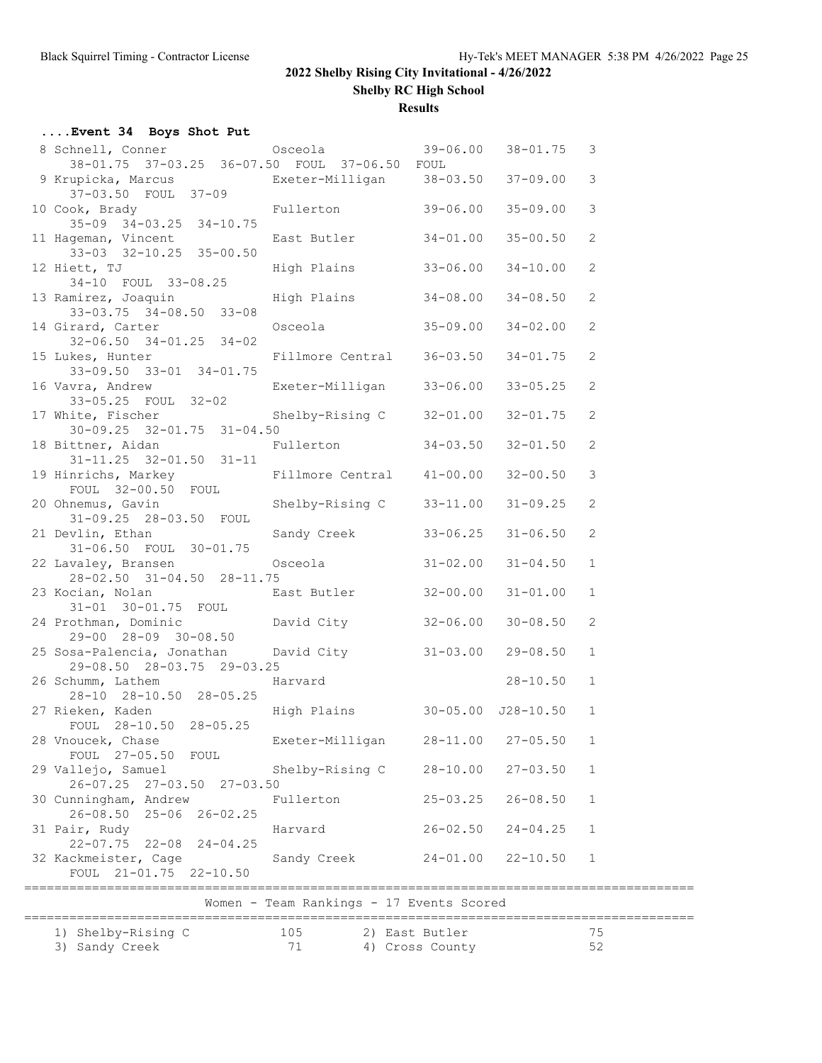# 2022 Shelby Rising City Invitational - 4/26/2022

## Shelby RC High School

### Results

**....Event 34 Boys Shot Put**

| Place | Name | School | Seed | Finals | Points |
|---|---|---|---|---|---|
| 8 | Schnell, Conner | Osceola | 39-06.00 | 38-01.75 | 3 |
| | 38-01.75 37-03.25 36-07.50 FOUL 37-06.50 FOUL | | | | |
| 9 | Krupicka, Marcus | Exeter-Milligan | 38-03.50 | 37-09.00 | 3 |
| | 37-03.50 FOUL 37-09 | | | | |
| 10 | Cook, Brady | Fullerton | 39-06.00 | 35-09.00 | 3 |
| | 35-09 34-03.25 34-10.75 | | | | |
| 11 | Hageman, Vincent | East Butler | 34-01.00 | 35-00.50 | 2 |
| | 33-03 32-10.25 35-00.50 | | | | |
| 12 | Hiett, TJ | High Plains | 33-06.00 | 34-10.00 | 2 |
| | 34-10 FOUL 33-08.25 | | | | |
| 13 | Ramirez, Joaquin | High Plains | 34-08.00 | 34-08.50 | 2 |
| | 33-03.75 34-08.50 33-08 | | | | |
| 14 | Girard, Carter | Osceola | 35-09.00 | 34-02.00 | 2 |
| | 32-06.50 34-01.25 34-02 | | | | |
| 15 | Lukes, Hunter | Fillmore Central | 36-03.50 | 34-01.75 | 2 |
| | 33-09.50 33-01 34-01.75 | | | | |
| 16 | Vavra, Andrew | Exeter-Milligan | 33-06.00 | 33-05.25 | 2 |
| | 33-05.25 FOUL 32-02 | | | | |
| 17 | White, Fischer | Shelby-Rising C | 32-01.00 | 32-01.75 | 2 |
| | 30-09.25 32-01.75 31-04.50 | | | | |
| 18 | Bittner, Aidan | Fullerton | 34-03.50 | 32-01.50 | 2 |
| | 31-11.25 32-01.50 31-11 | | | | |
| 19 | Hinrichs, Markey | Fillmore Central | 41-00.00 | 32-00.50 | 3 |
| | FOUL 32-00.50 FOUL | | | | |
| 20 | Ohnemus, Gavin | Shelby-Rising C | 33-11.00 | 31-09.25 | 2 |
| | 31-09.25 28-03.50 FOUL | | | | |
| 21 | Devlin, Ethan | Sandy Creek | 33-06.25 | 31-06.50 | 2 |
| | 31-06.50 FOUL 30-01.75 | | | | |
| 22 | Lavaley, Bransen | Osceola | 31-02.00 | 31-04.50 | 1 |
| | 28-02.50 31-04.50 28-11.75 | | | | |
| 23 | Kocian, Nolan | East Butler | 32-00.00 | 31-01.00 | 1 |
| | 31-01 30-01.75 FOUL | | | | |
| 24 | Prothman, Dominic | David City | 32-06.00 | 30-08.50 | 2 |
| | 29-00 28-09 30-08.50 | | | | |
| 25 | Sosa-Palencia, Jonathan | David City | 31-03.00 | 29-08.50 | 1 |
| | 29-08.50 28-03.75 29-03.25 | | | | |
| 26 | Schumm, Lathem | Harvard | | 28-10.50 | 1 |
| | 28-10 28-10.50 28-05.25 | | | | |
| 27 | Rieken, Kaden | High Plains | 30-05.00 | J28-10.50 | 1 |
| | FOUL 28-10.50 28-05.25 | | | | |
| 28 | Vnoucek, Chase | Exeter-Milligan | 28-11.00 | 27-05.50 | 1 |
| | FOUL 27-05.50 FOUL | | | | |
| 29 | Vallejo, Samuel | Shelby-Rising C | 28-10.00 | 27-03.50 | 1 |
| | 26-07.25 27-03.50 27-03.50 | | | | |
| 30 | Cunningham, Andrew | Fullerton | 25-03.25 | 26-08.50 | 1 |
| | 26-08.50 25-06 26-02.25 | | | | |
| 31 | Pair, Rudy | Harvard | 26-02.50 | 24-04.25 | 1 |
| | 22-07.75 22-08 24-04.25 | | | | |
| 32 | Kackmeister, Cage | Sandy Creek | 24-01.00 | 22-10.50 | 1 |
| | FOUL 21-01.75 22-10.50 | | | | |

### Women - Team Rankings - 17 Events Scored

| | | | |
|---|---|---|---|
| 1) Shelby-Rising C | 105 | 2) East Butler | 75 |
| 3) Sandy Creek | 71 | 4) Cross County | 52 |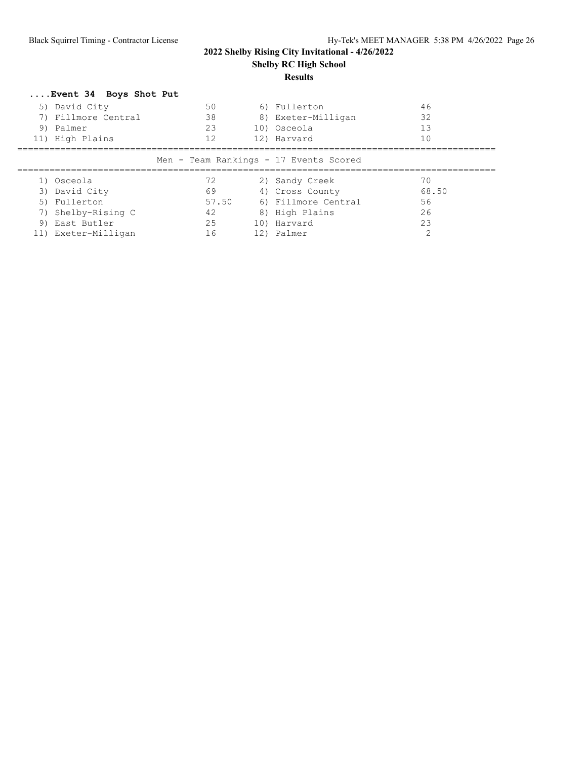### ....Event 34 Boys Shot Put

| | | | |
|---|---|---|---|
| 5) David City | 50 | 6) Fullerton | 46 |
| 7) Fillmore Central | 38 | 8) Exeter-Milligan | 32 |
| 9) Palmer | 23 | 10) Osceola | 13 |
| 11) High Plains | 12 | 12) Harvard | 10 |

### Men - Team Rankings - 17 Events Scored

| | | | |
|---|---|---|---|
| 1) Osceola | 72 | 2) Sandy Creek | 70 |
| 3) David City | 69 | 4) Cross County | 68.50 |
| 5) Fullerton | 57.50 | 6) Fillmore Central | 56 |
| 7) Shelby-Rising C | 42 | 8) High Plains | 26 |
| 9) East Butler | 25 | 10) Harvard | 23 |
| 11) Exeter-Milligan | 16 | 12) Palmer | 2 |